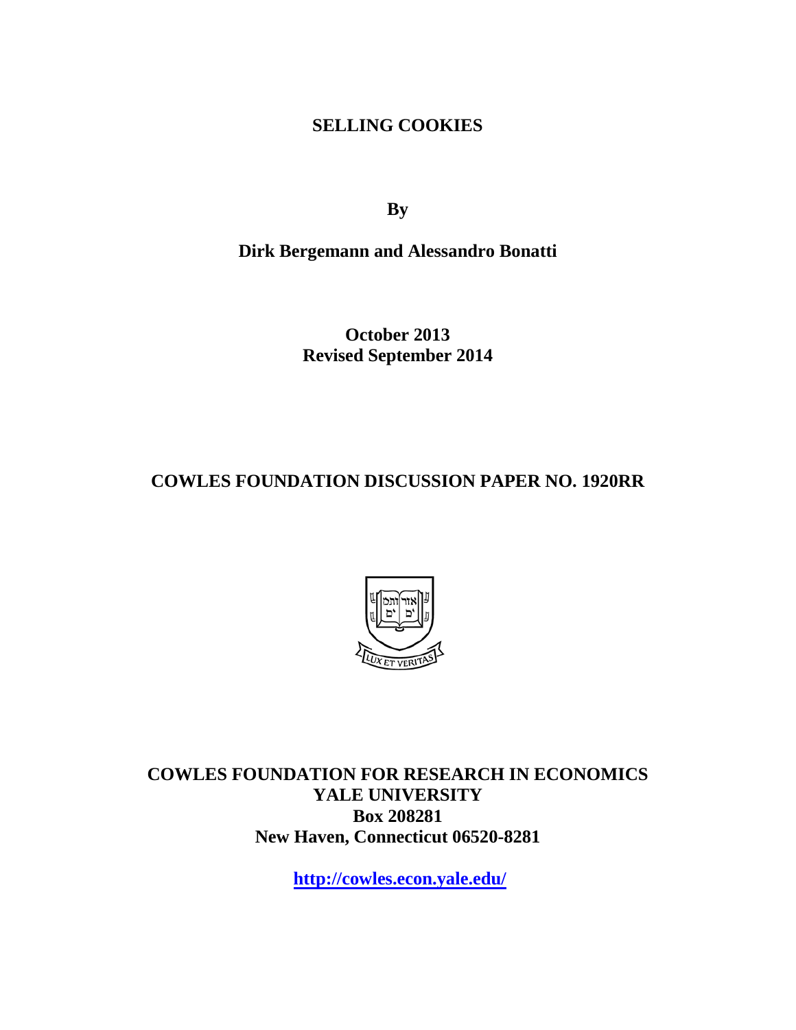# SELLING COOKIES

**By**

**Dirk Bergemann and Alessandro Bonatti**

**October 2013**
**Revised September 2014**

**COWLES FOUNDATION DISCUSSION PAPER NO. 1920RR**

**COWLES FOUNDATION FOR RESEARCH IN ECONOMICS**
**YALE UNIVERSITY**
**Box 208281**
**New Haven, Connecticut 06520-8281**

**http://cowles.econ.yale.edu/**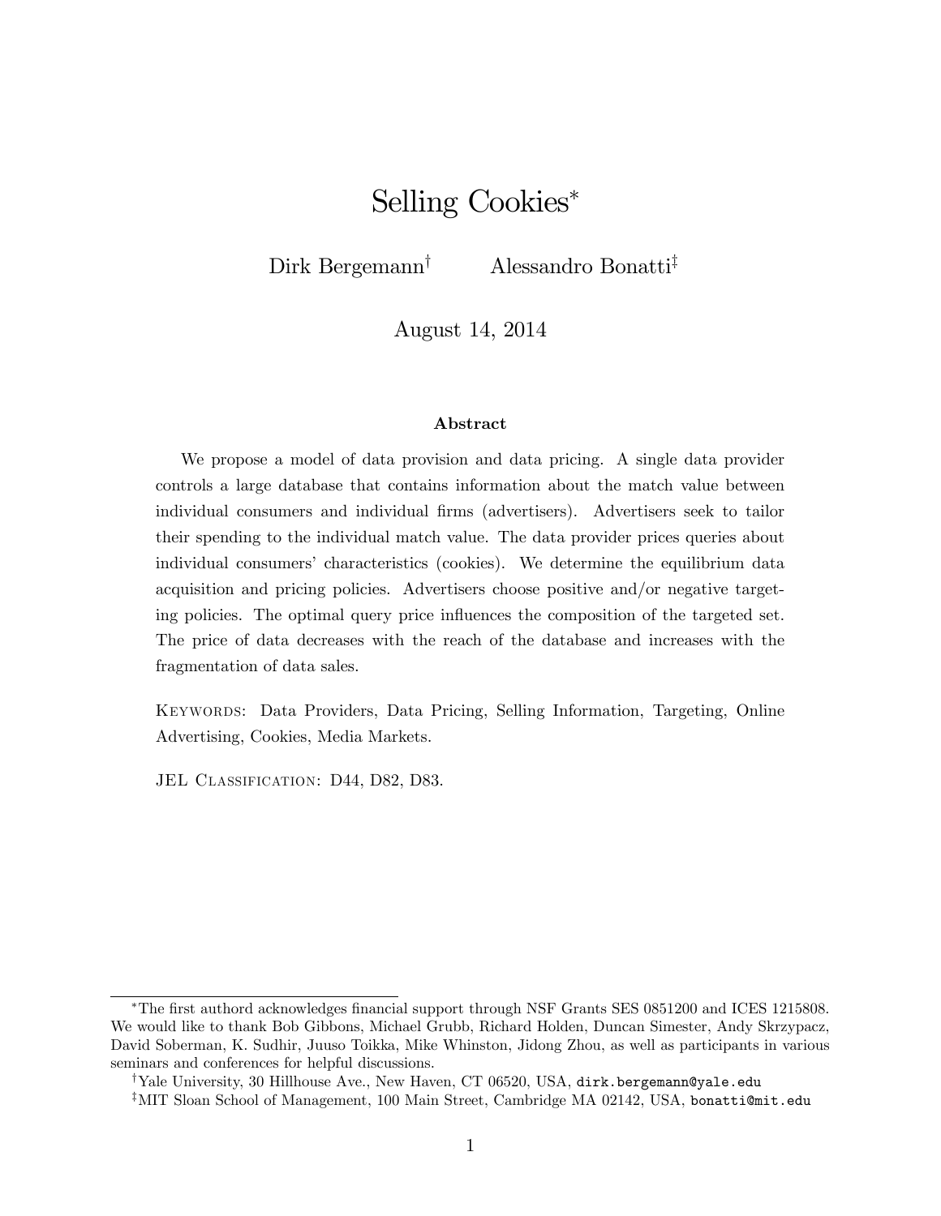# Selling Cookies[*]

Dirk Bergemann[†] Alessandro Bonatti[‡]

August 14, 2014

### Abstract

We propose a model of data provision and data pricing. A single data provider controls a large database that contains information about the match value between individual consumers and individual firms (advertisers). Advertisers seek to tailor their spending to the individual match value. The data provider prices queries about individual consumers' characteristics (cookies). We determine the equilibrium data acquisition and pricing policies. Advertisers choose positive and/or negative targeting policies. The optimal query price influences the composition of the targeted set. The price of data decreases with the reach of the database and increases with the fragmentation of data sales.

Keywords: Data Providers, Data Pricing, Selling Information, Targeting, Online Advertising, Cookies, Media Markets.

JEL Classification: D44, D82, D83.

---

[*]The first authord acknowledges financial support through NSF Grants SES 0851200 and ICES 1215808. We would like to thank Bob Gibbons, Michael Grubb, Richard Holden, Duncan Simester, Andy Skrzypacz, David Soberman, K. Sudhir, Juuso Toikka, Mike Whinston, Jidong Zhou, as well as participants in various seminars and conferences for helpful discussions.

[†]Yale University, 30 Hillhouse Ave., New Haven, CT 06520, USA, dirk.bergemann@yale.edu

[‡]MIT Sloan School of Management, 100 Main Street, Cambridge MA 02142, USA, bonatti@mit.edu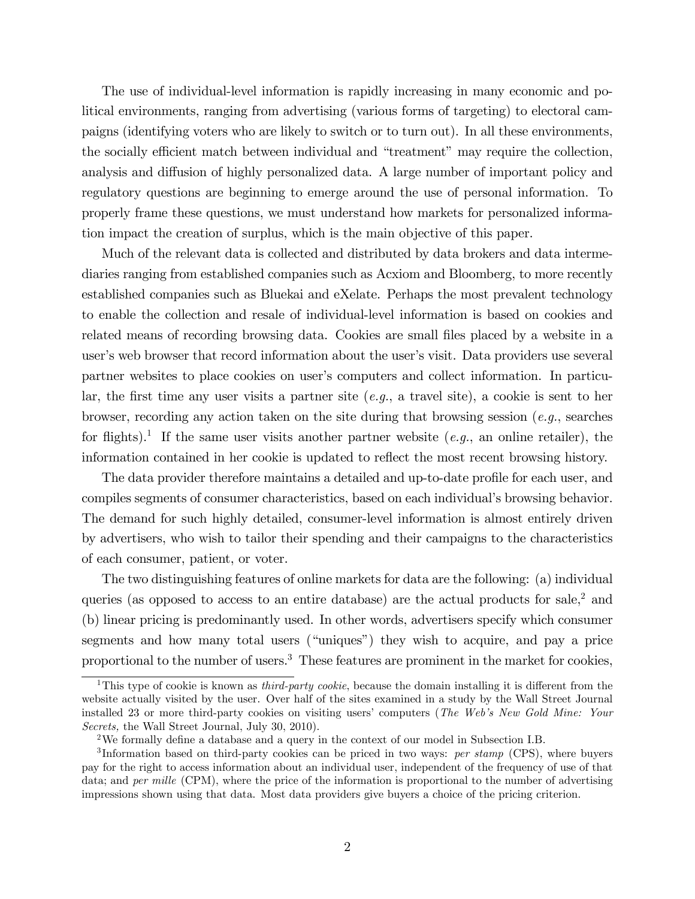The use of individual-level information is rapidly increasing in many economic and political environments, ranging from advertising (various forms of targeting) to electoral campaigns (identifying voters who are likely to switch or to turn out). In all these environments, the socially efficient match between individual and "treatment" may require the collection, analysis and diffusion of highly personalized data. A large number of important policy and regulatory questions are beginning to emerge around the use of personal information. To properly frame these questions, we must understand how markets for personalized information impact the creation of surplus, which is the main objective of this paper.

Much of the relevant data is collected and distributed by data brokers and data intermediaries ranging from established companies such as Acxiom and Bloomberg, to more recently established companies such as Bluekai and eXelate. Perhaps the most prevalent technology to enable the collection and resale of individual-level information is based on cookies and related means of recording browsing data. Cookies are small files placed by a website in a user's web browser that record information about the user's visit. Data providers use several partner websites to place cookies on user's computers and collect information. In particular, the first time any user visits a partner site (*e.g.*, a travel site), a cookie is sent to her browser, recording any action taken on the site during that browsing session (*e.g.*, searches for flights).[1] If the same user visits another partner website (*e.g.*, an online retailer), the information contained in her cookie is updated to reflect the most recent browsing history.

The data provider therefore maintains a detailed and up-to-date profile for each user, and compiles segments of consumer characteristics, based on each individual's browsing behavior. The demand for such highly detailed, consumer-level information is almost entirely driven by advertisers, who wish to tailor their spending and their campaigns to the characteristics of each consumer, patient, or voter.

The two distinguishing features of online markets for data are the following: (a) individual queries (as opposed to access to an entire database) are the actual products for sale,[2] and (b) linear pricing is predominantly used. In other words, advertisers specify which consumer segments and how many total users ("uniques") they wish to acquire, and pay a price proportional to the number of users.[3] These features are prominent in the market for cookies,

---

[1] This type of cookie is known as *third-party cookie*, because the domain installing it is different from the website actually visited by the user. Over half of the sites examined in a study by the Wall Street Journal installed 23 or more third-party cookies on visiting users' computers (*The Web's New Gold Mine: Your Secrets,* the Wall Street Journal, July 30, 2010).

[2] We formally define a database and a query in the context of our model in Subsection I.B.

[3] Information based on third-party cookies can be priced in two ways: *per stamp* (CPS), where buyers pay for the right to access information about an individual user, independent of the frequency of use of that data; and *per mille* (CPM), where the price of the information is proportional to the number of advertising impressions shown using that data. Most data providers give buyers a choice of the pricing criterion.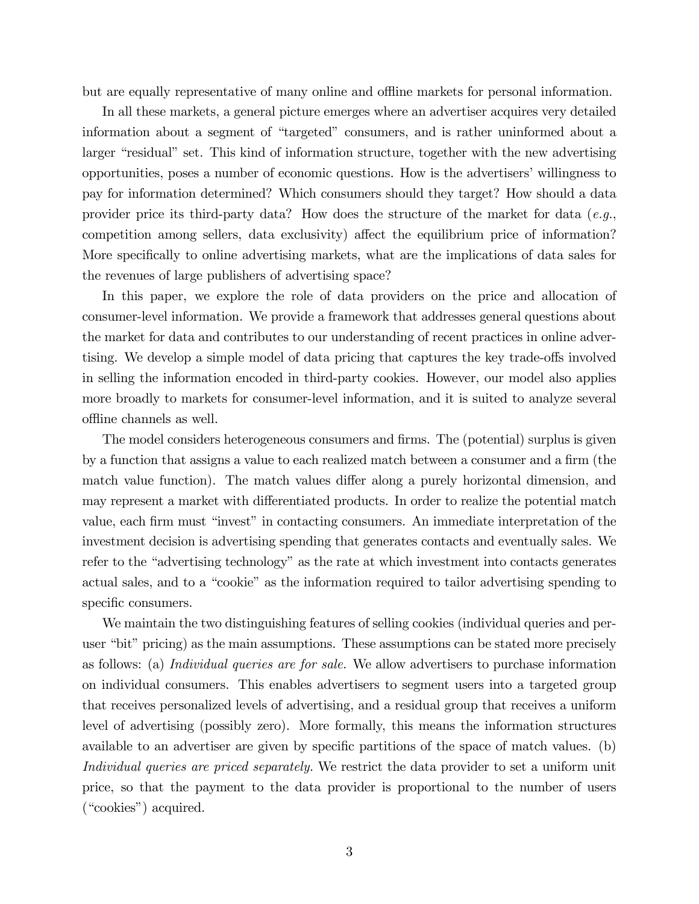but are equally representative of many online and offline markets for personal information.

In all these markets, a general picture emerges where an advertiser acquires very detailed information about a segment of "targeted" consumers, and is rather uninformed about a larger "residual" set. This kind of information structure, together with the new advertising opportunities, poses a number of economic questions. How is the advertisers' willingness to pay for information determined? Which consumers should they target? How should a data provider price its third-party data? How does the structure of the market for data (*e.g.*, competition among sellers, data exclusivity) affect the equilibrium price of information? More specifically to online advertising markets, what are the implications of data sales for the revenues of large publishers of advertising space?

In this paper, we explore the role of data providers on the price and allocation of consumer-level information. We provide a framework that addresses general questions about the market for data and contributes to our understanding of recent practices in online advertising. We develop a simple model of data pricing that captures the key trade-offs involved in selling the information encoded in third-party cookies. However, our model also applies more broadly to markets for consumer-level information, and it is suited to analyze several offline channels as well.

The model considers heterogeneous consumers and firms. The (potential) surplus is given by a function that assigns a value to each realized match between a consumer and a firm (the match value function). The match values differ along a purely horizontal dimension, and may represent a market with differentiated products. In order to realize the potential match value, each firm must "invest" in contacting consumers. An immediate interpretation of the investment decision is advertising spending that generates contacts and eventually sales. We refer to the "advertising technology" as the rate at which investment into contacts generates actual sales, and to a "cookie" as the information required to tailor advertising spending to specific consumers.

We maintain the two distinguishing features of selling cookies (individual queries and per-user "bit" pricing) as the main assumptions. These assumptions can be stated more precisely as follows: (a) *Individual queries are for sale.* We allow advertisers to purchase information on individual consumers. This enables advertisers to segment users into a targeted group that receives personalized levels of advertising, and a residual group that receives a uniform level of advertising (possibly zero). More formally, this means the information structures available to an advertiser are given by specific partitions of the space of match values. (b) *Individual queries are priced separately.* We restrict the data provider to set a uniform unit price, so that the payment to the data provider is proportional to the number of users ("cookies") acquired.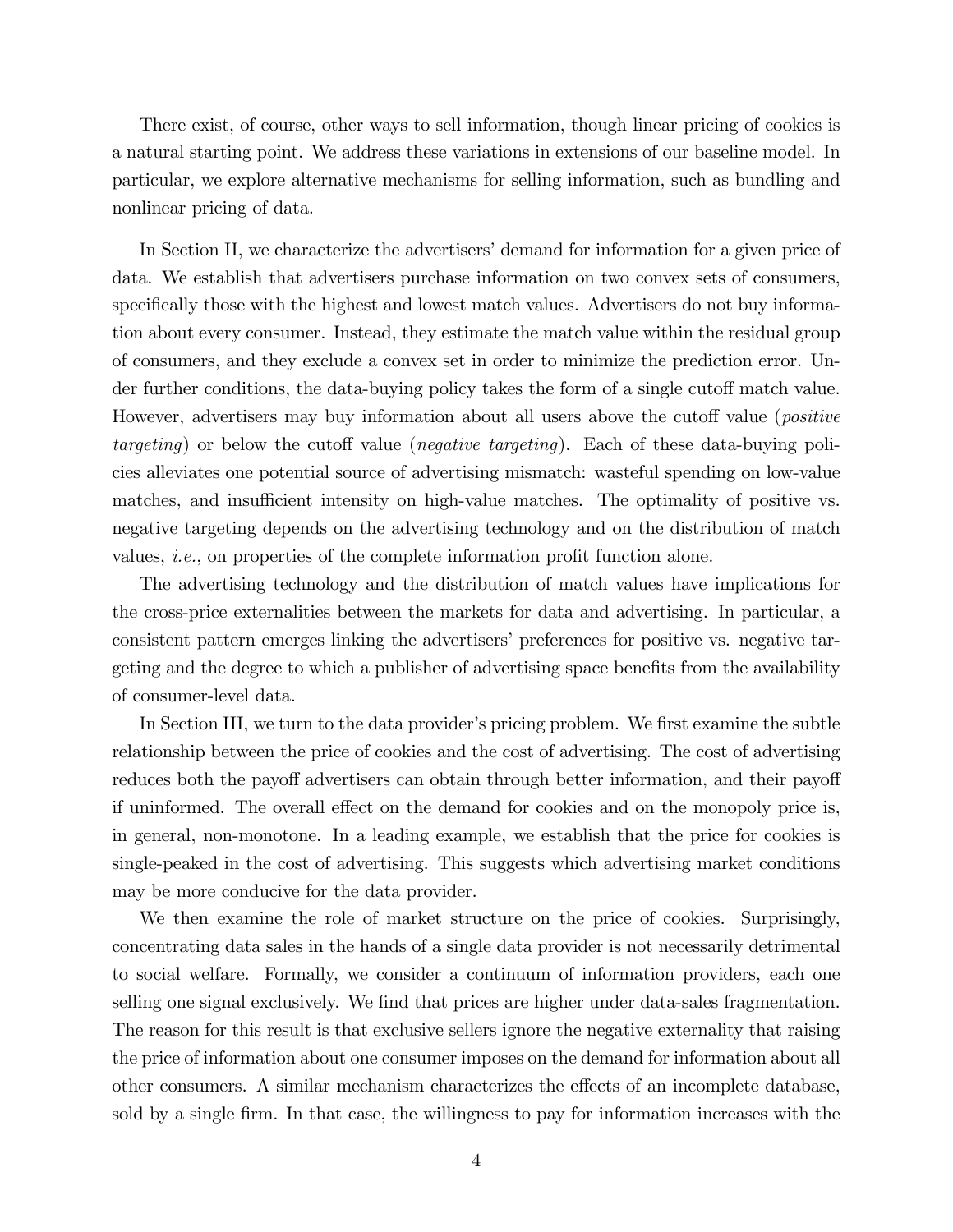There exist, of course, other ways to sell information, though linear pricing of cookies is a natural starting point. We address these variations in extensions of our baseline model. In particular, we explore alternative mechanisms for selling information, such as bundling and nonlinear pricing of data.

In Section II, we characterize the advertisers' demand for information for a given price of data. We establish that advertisers purchase information on two convex sets of consumers, specifically those with the highest and lowest match values. Advertisers do not buy information about every consumer. Instead, they estimate the match value within the residual group of consumers, and they exclude a convex set in order to minimize the prediction error. Under further conditions, the data-buying policy takes the form of a single cutoff match value. However, advertisers may buy information about all users above the cutoff value (*positive targeting*) or below the cutoff value (*negative targeting*). Each of these data-buying policies alleviates one potential source of advertising mismatch: wasteful spending on low-value matches, and insufficient intensity on high-value matches. The optimality of positive vs. negative targeting depends on the advertising technology and on the distribution of match values, *i.e.*, on properties of the complete information profit function alone.

The advertising technology and the distribution of match values have implications for the cross-price externalities between the markets for data and advertising. In particular, a consistent pattern emerges linking the advertisers' preferences for positive vs. negative targeting and the degree to which a publisher of advertising space benefits from the availability of consumer-level data.

In Section III, we turn to the data provider's pricing problem. We first examine the subtle relationship between the price of cookies and the cost of advertising. The cost of advertising reduces both the payoff advertisers can obtain through better information, and their payoff if uninformed. The overall effect on the demand for cookies and on the monopoly price is, in general, non-monotone. In a leading example, we establish that the price for cookies is single-peaked in the cost of advertising. This suggests which advertising market conditions may be more conducive for the data provider.

We then examine the role of market structure on the price of cookies. Surprisingly, concentrating data sales in the hands of a single data provider is not necessarily detrimental to social welfare. Formally, we consider a continuum of information providers, each one selling one signal exclusively. We find that prices are higher under data-sales fragmentation. The reason for this result is that exclusive sellers ignore the negative externality that raising the price of information about one consumer imposes on the demand for information about all other consumers. A similar mechanism characterizes the effects of an incomplete database, sold by a single firm. In that case, the willingness to pay for information increases with the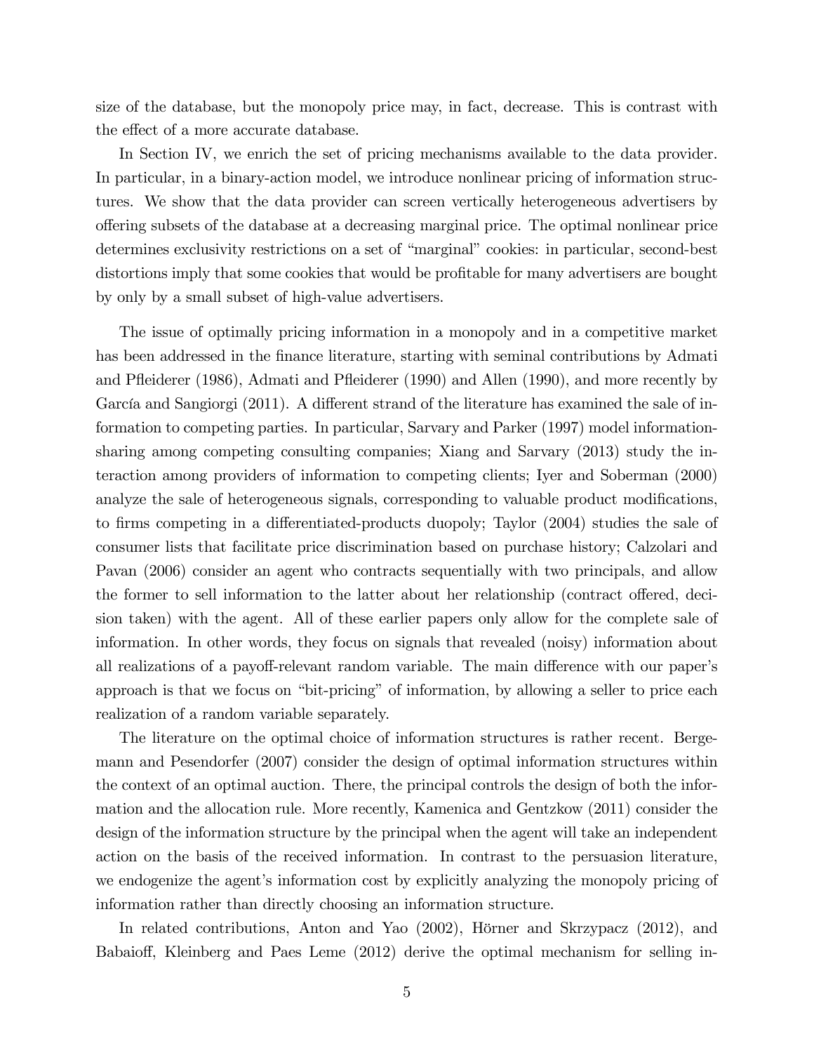size of the database, but the monopoly price may, in fact, decrease. This is contrast with the effect of a more accurate database.

In Section IV, we enrich the set of pricing mechanisms available to the data provider. In particular, in a binary-action model, we introduce nonlinear pricing of information structures. We show that the data provider can screen vertically heterogeneous advertisers by offering subsets of the database at a decreasing marginal price. The optimal nonlinear price determines exclusivity restrictions on a set of "marginal" cookies: in particular, second-best distortions imply that some cookies that would be profitable for many advertisers are bought by only by a small subset of high-value advertisers.

The issue of optimally pricing information in a monopoly and in a competitive market has been addressed in the finance literature, starting with seminal contributions by Admati and Pfleiderer (1986), Admati and Pfleiderer (1990) and Allen (1990), and more recently by García and Sangiorgi (2011). A different strand of the literature has examined the sale of information to competing parties. In particular, Sarvary and Parker (1997) model information-sharing among competing consulting companies; Xiang and Sarvary (2013) study the interaction among providers of information to competing clients; Iyer and Soberman (2000) analyze the sale of heterogeneous signals, corresponding to valuable product modifications, to firms competing in a differentiated-products duopoly; Taylor (2004) studies the sale of consumer lists that facilitate price discrimination based on purchase history; Calzolari and Pavan (2006) consider an agent who contracts sequentially with two principals, and allow the former to sell information to the latter about her relationship (contract offered, decision taken) with the agent. All of these earlier papers only allow for the complete sale of information. In other words, they focus on signals that revealed (noisy) information about all realizations of a payoff-relevant random variable. The main difference with our paper's approach is that we focus on "bit-pricing" of information, by allowing a seller to price each realization of a random variable separately.

The literature on the optimal choice of information structures is rather recent. Bergemann and Pesendorfer (2007) consider the design of optimal information structures within the context of an optimal auction. There, the principal controls the design of both the information and the allocation rule. More recently, Kamenica and Gentzkow (2011) consider the design of the information structure by the principal when the agent will take an independent action on the basis of the received information. In contrast to the persuasion literature, we endogenize the agent's information cost by explicitly analyzing the monopoly pricing of information rather than directly choosing an information structure.

In related contributions, Anton and Yao (2002), Hörner and Skrzypacz (2012), and Babaioff, Kleinberg and Paes Leme (2012) derive the optimal mechanism for selling in-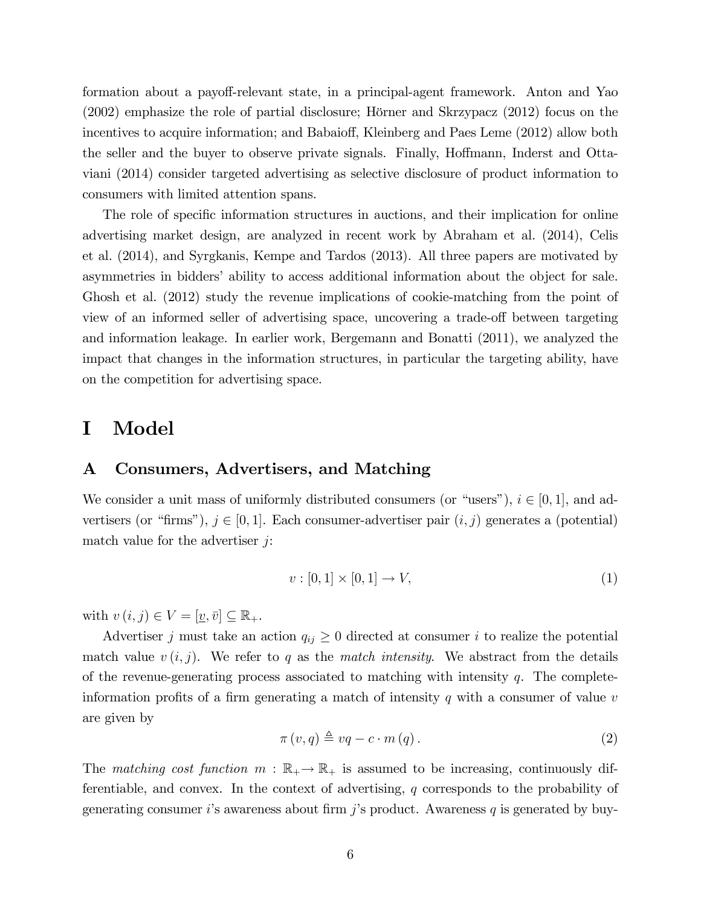formation about a payoff-relevant state, in a principal-agent framework. Anton and Yao (2002) emphasize the role of partial disclosure; Hörner and Skrzypacz (2012) focus on the incentives to acquire information; and Babaioff, Kleinberg and Paes Leme (2012) allow both the seller and the buyer to observe private signals. Finally, Hoffmann, Inderst and Ottaviani (2014) consider targeted advertising as selective disclosure of product information to consumers with limited attention spans.

The role of specific information structures in auctions, and their implication for online advertising market design, are analyzed in recent work by Abraham et al. (2014), Celis et al. (2014), and Syrgkanis, Kempe and Tardos (2013). All three papers are motivated by asymmetries in bidders' ability to access additional information about the object for sale. Ghosh et al. (2012) study the revenue implications of cookie-matching from the point of view of an informed seller of advertising space, uncovering a trade-off between targeting and information leakage. In earlier work, Bergemann and Bonatti (2011), we analyzed the impact that changes in the information structures, in particular the targeting ability, have on the competition for advertising space.

# I Model

## A Consumers, Advertisers, and Matching

We consider a unit mass of uniformly distributed consumers (or "users"), $i \in [0,1]$, and advertisers (or "firms"), $j \in [0,1]$. Each consumer-advertiser pair $(i,j)$ generates a (potential) match value for the advertiser $j$:

$$v : [0,1] \times [0,1] \to V, \tag{1}$$

with $v(i,j) \in V = [\underline{v}, \bar{v}] \subseteq \mathbb{R}_+$.

Advertiser $j$ must take an action $q_{ij} \geq 0$ directed at consumer $i$ to realize the potential match value $v(i,j)$. We refer to $q$ as the *match intensity*. We abstract from the details of the revenue-generating process associated to matching with intensity $q$. The complete-information profits of a firm generating a match of intensity $q$ with a consumer of value $v$ are given by

$$\pi(v,q) \triangleq vq - c \cdot m(q). \tag{2}$$

The *matching cost function* $m : \mathbb{R}_+ \to \mathbb{R}_+$ is assumed to be increasing, continuously differentiable, and convex. In the context of advertising, $q$ corresponds to the probability of generating consumer $i$'s awareness about firm $j$'s product. Awareness $q$ is generated by buy-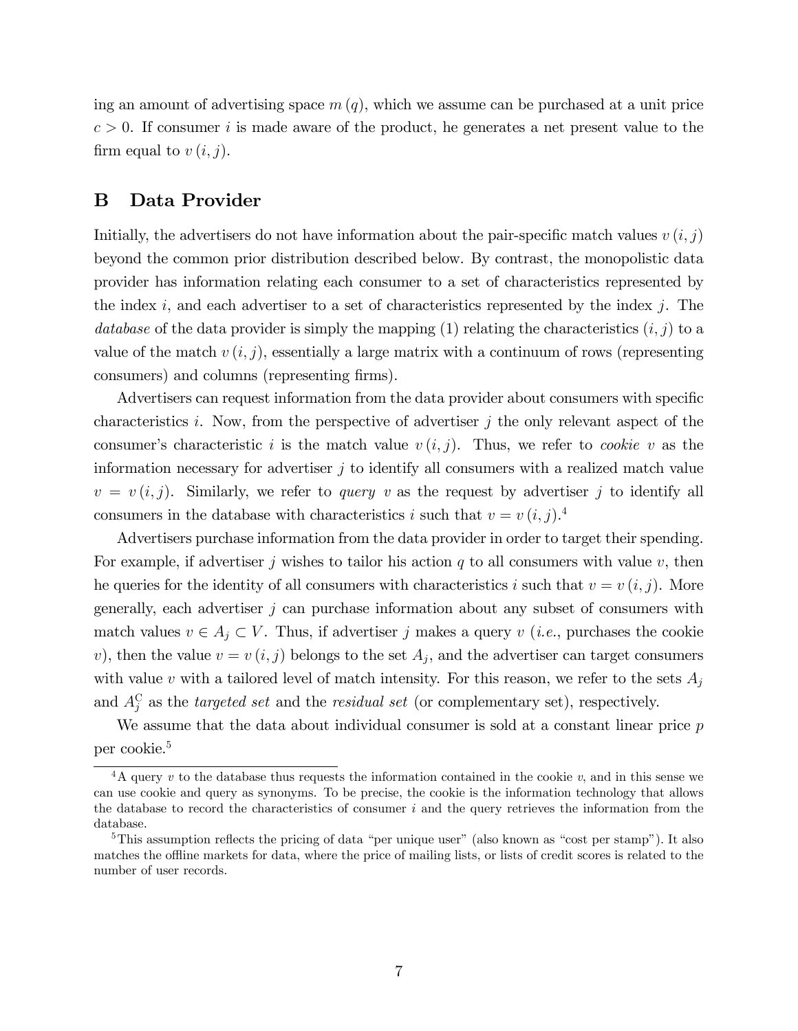ing an amount of advertising space $m(q)$, which we assume can be purchased at a unit price $c > 0$. If consumer $i$ is made aware of the product, he generates a net present value to the firm equal to $v(i, j)$.

## B Data Provider

Initially, the advertisers do not have information about the pair-specific match values $v(i, j)$ beyond the common prior distribution described below. By contrast, the monopolistic data provider has information relating each consumer to a set of characteristics represented by the index $i$, and each advertiser to a set of characteristics represented by the index $j$. The *database* of the data provider is simply the mapping (1) relating the characteristics $(i, j)$ to a value of the match $v(i, j)$, essentially a large matrix with a continuum of rows (representing consumers) and columns (representing firms).

Advertisers can request information from the data provider about consumers with specific characteristics $i$. Now, from the perspective of advertiser $j$ the only relevant aspect of the consumer's characteristic $i$ is the match value $v(i, j)$. Thus, we refer to *cookie* $v$ as the information necessary for advertiser $j$ to identify all consumers with a realized match value $v = v(i, j)$. Similarly, we refer to *query* $v$ as the request by advertiser $j$ to identify all consumers in the database with characteristics $i$ such that $v = v(i, j)$.[4]

Advertisers purchase information from the data provider in order to target their spending. For example, if advertiser $j$ wishes to tailor his action $q$ to all consumers with value $v$, then he queries for the identity of all consumers with characteristics $i$ such that $v = v(i, j)$. More generally, each advertiser $j$ can purchase information about any subset of consumers with match values $v \in A_j \subset V$. Thus, if advertiser $j$ makes a query $v$ (*i.e.*, purchases the cookie $v$), then the value $v = v(i, j)$ belongs to the set $A_j$, and the advertiser can target consumers with value $v$ with a tailored level of match intensity. For this reason, we refer to the sets $A_j$ and $A_j^C$ as the *targeted set* and the *residual set* (or complementary set), respectively.

We assume that the data about individual consumer is sold at a constant linear price $p$ per cookie.[5]

[4] A query $v$ to the database thus requests the information contained in the cookie $v$, and in this sense we can use cookie and query as synonyms. To be precise, the cookie is the information technology that allows the database to record the characteristics of consumer $i$ and the query retrieves the information from the database.

[5] This assumption reflects the pricing of data "per unique user" (also known as "cost per stamp"). It also matches the offline markets for data, where the price of mailing lists, or lists of credit scores is related to the number of user records.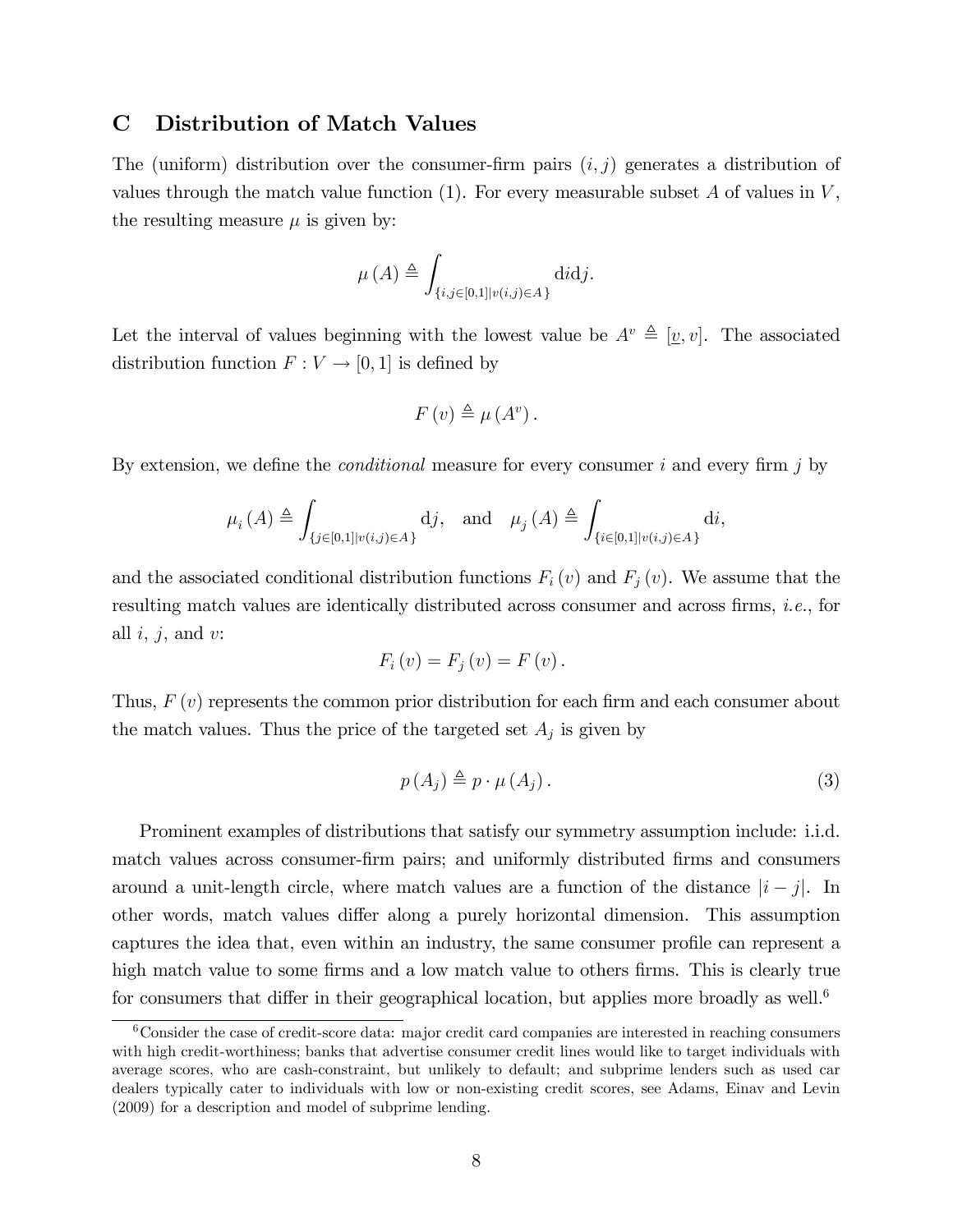## C Distribution of Match Values

The (uniform) distribution over the consumer-firm pairs $(i, j)$ generates a distribution of values through the match value function (1). For every measurable subset $A$ of values in $V$, the resulting measure $\mu$ is given by:

$$\mu(A) \triangleq \int_{\{i,j \in [0,1] | v(i,j) \in A\}} \mathrm{d}i \mathrm{d}j.$$

Let the interval of values beginning with the lowest value be $A^v \triangleq [\underline{v}, v]$. The associated distribution function $F : V \to [0, 1]$ is defined by

$$F(v) \triangleq \mu(A^v).$$

By extension, we define the *conditional* measure for every consumer $i$ and every firm $j$ by

$$\mu_i(A) \triangleq \int_{\{j \in [0,1] | v(i,j) \in A\}} \mathrm{d}j, \quad \text{and} \quad \mu_j(A) \triangleq \int_{\{i \in [0,1] | v(i,j) \in A\}} \mathrm{d}i,$$

and the associated conditional distribution functions $F_i(v)$ and $F_j(v)$. We assume that the resulting match values are identically distributed across consumer and across firms, *i.e.*, for all $i$, $j$, and $v$:

$$F_i(v) = F_j(v) = F(v).$$

Thus, $F(v)$ represents the common prior distribution for each firm and each consumer about the match values. Thus the price of the targeted set $A_j$ is given by

$$p(A_j) \triangleq p \cdot \mu(A_j). \tag{3}$$

Prominent examples of distributions that satisfy our symmetry assumption include: i.i.d. match values across consumer-firm pairs; and uniformly distributed firms and consumers around a unit-length circle, where match values are a function of the distance $|i - j|$. In other words, match values differ along a purely horizontal dimension. This assumption captures the idea that, even within an industry, the same consumer profile can represent a high match value to some firms and a low match value to others firms. This is clearly true for consumers that differ in their geographical location, but applies more broadly as well.[6]

[6] Consider the case of credit-score data: major credit card companies are interested in reaching consumers with high credit-worthiness; banks that advertise consumer credit lines would like to target individuals with average scores, who are cash-constraint, but unlikely to default; and subprime lenders such as used car dealers typically cater to individuals with low or non-existing credit scores, see Adams, Einav and Levin (2009) for a description and model of subprime lending.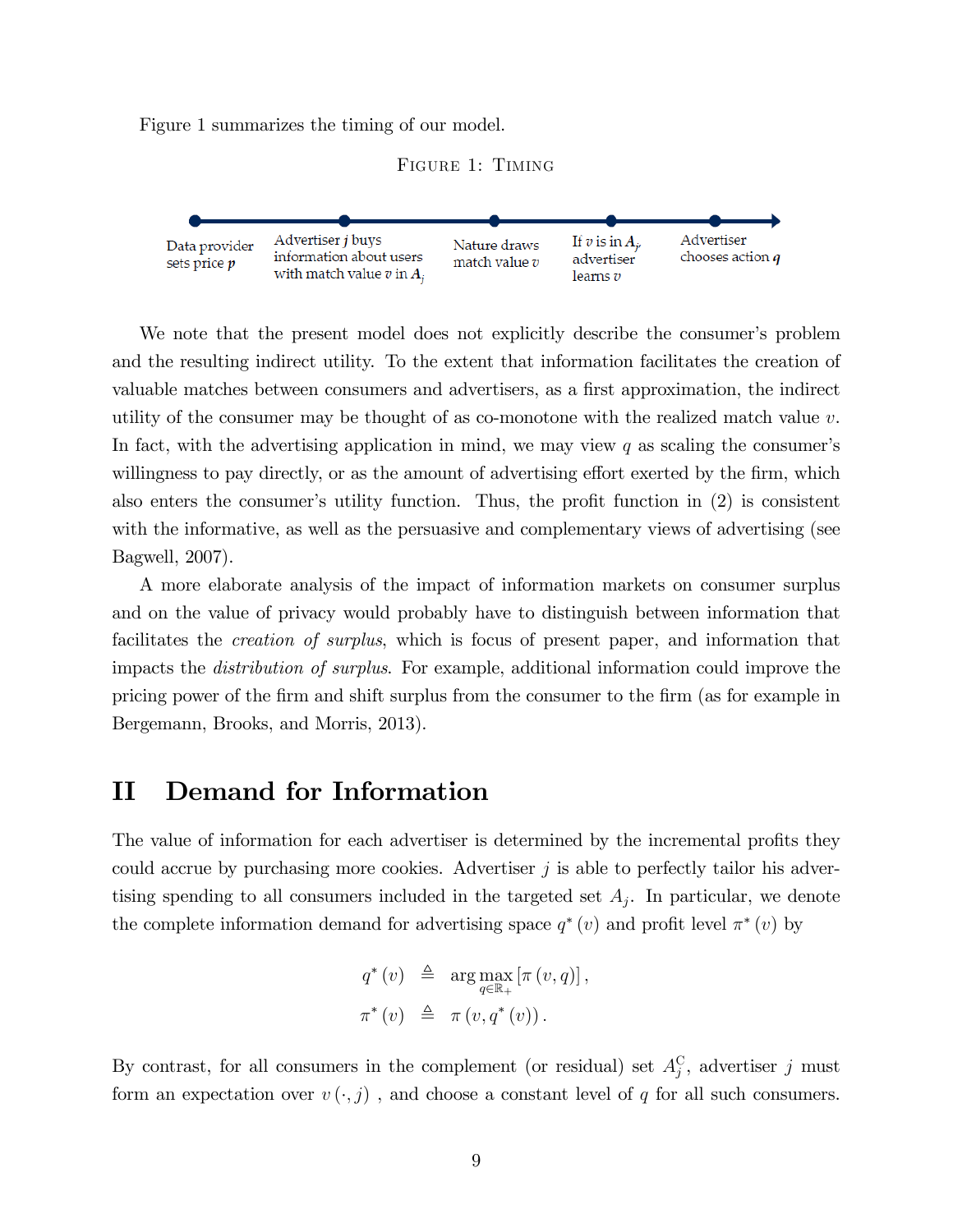Figure 1 summarizes the timing of our model.

Figure 1: Timing

Data provider sets price $p$ — Advertiser $j$ buys information about users with match value $v$ in $A_j$ — Nature draws match value $v$ — If $v$ is in $A_j$, advertiser learns $v$ — Advertiser chooses action $q$

We note that the present model does not explicitly describe the consumer's problem and the resulting indirect utility. To the extent that information facilitates the creation of valuable matches between consumers and advertisers, as a first approximation, the indirect utility of the consumer may be thought of as co-monotone with the realized match value $v$. In fact, with the advertising application in mind, we may view $q$ as scaling the consumer's willingness to pay directly, or as the amount of advertising effort exerted by the firm, which also enters the consumer's utility function. Thus, the profit function in (2) is consistent with the informative, as well as the persuasive and complementary views of advertising (see Bagwell, 2007).

A more elaborate analysis of the impact of information markets on consumer surplus and on the value of privacy would probably have to distinguish between information that facilitates the *creation of surplus*, which is focus of present paper, and information that impacts the *distribution of surplus*. For example, additional information could improve the pricing power of the firm and shift surplus from the consumer to the firm (as for example in Bergemann, Brooks, and Morris, 2013).

# II Demand for Information

The value of information for each advertiser is determined by the incremental profits they could accrue by purchasing more cookies. Advertiser $j$ is able to perfectly tailor his advertising spending to all consumers included in the targeted set $A_j$. In particular, we denote the complete information demand for advertising space $q^*(v)$ and profit level $\pi^*(v)$ by

$$
\begin{aligned}
q^*(v) &\triangleq \arg\max_{q \in \mathbb{R}_+} [\pi(v, q)], \\
\pi^*(v) &\triangleq \pi(v, q^*(v)).
\end{aligned}
$$

By contrast, for all consumers in the complement (or residual) set $A_j^{\mathrm{C}}$, advertiser $j$ must form an expectation over $v(\cdot, j)$ , and choose a constant level of $q$ for all such consumers.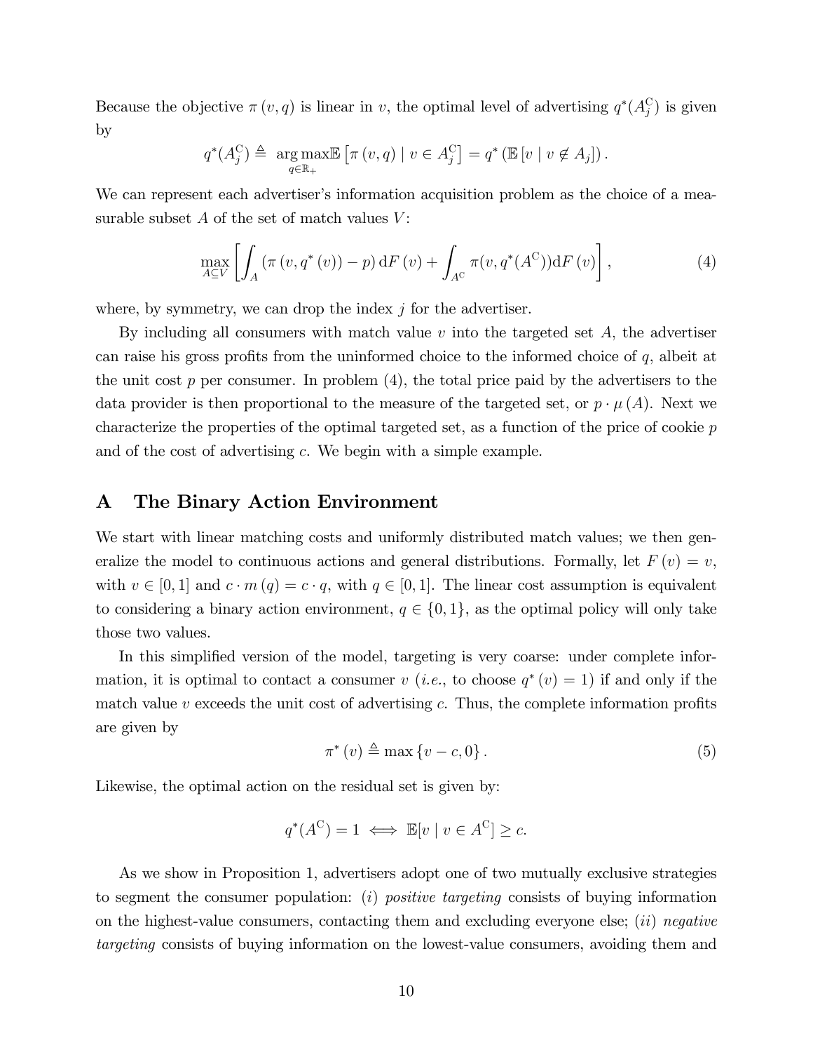Because the objective $\pi(v, q)$ is linear in $v$, the optimal level of advertising $q^*(A_j^{\mathrm{C}})$ is given by

$$q^*(A_j^{\mathrm{C}}) \triangleq \underset{q \in \mathbb{R}_+}{\arg\max} \mathbb{E}\left[\pi(v, q) \mid v \in A_j^{\mathrm{C}}\right] = q^*\left(\mathbb{E}\left[v \mid v \notin A_j\right]\right).$$

We can represent each advertiser's information acquisition problem as the choice of a measurable subset $A$ of the set of match values $V$:

$$\max_{A \subseteq V} \left[\int_A \left(\pi\left(v, q^*(v)\right) - p\right) \mathrm{d}F(v) + \int_{A^{\mathrm{C}}} \pi(v, q^*(A^{\mathrm{C}})) \mathrm{d}F(v)\right], \tag{4}$$

where, by symmetry, we can drop the index $j$ for the advertiser.

By including all consumers with match value $v$ into the targeted set $A$, the advertiser can raise his gross profits from the uninformed choice to the informed choice of $q$, albeit at the unit cost $p$ per consumer. In problem (4), the total price paid by the advertisers to the data provider is then proportional to the measure of the targeted set, or $p \cdot \mu(A)$. Next we characterize the properties of the optimal targeted set, as a function of the price of cookie $p$ and of the cost of advertising $c$. We begin with a simple example.

## A The Binary Action Environment

We start with linear matching costs and uniformly distributed match values; we then generalize the model to continuous actions and general distributions. Formally, let $F(v) = v$, with $v \in [0, 1]$ and $c \cdot m(q) = c \cdot q$, with $q \in [0, 1]$. The linear cost assumption is equivalent to considering a binary action environment, $q \in \{0, 1\}$, as the optimal policy will only take those two values.

In this simplified version of the model, targeting is very coarse: under complete information, it is optimal to contact a consumer $v$ (*i.e.*, to choose $q^*(v) = 1$) if and only if the match value $v$ exceeds the unit cost of advertising $c$. Thus, the complete information profits are given by

$$\pi^*(v) \triangleq \max\{v - c, 0\}. \tag{5}$$

Likewise, the optimal action on the residual set is given by:

$$q^*(A^{\mathrm{C}}) = 1 \iff \mathbb{E}[v \mid v \in A^{\mathrm{C}}] \geq c.$$

As we show in Proposition 1, advertisers adopt one of two mutually exclusive strategies to segment the consumer population: (*i*) *positive targeting* consists of buying information on the highest-value consumers, contacting them and excluding everyone else; (*ii*) *negative targeting* consists of buying information on the lowest-value consumers, avoiding them and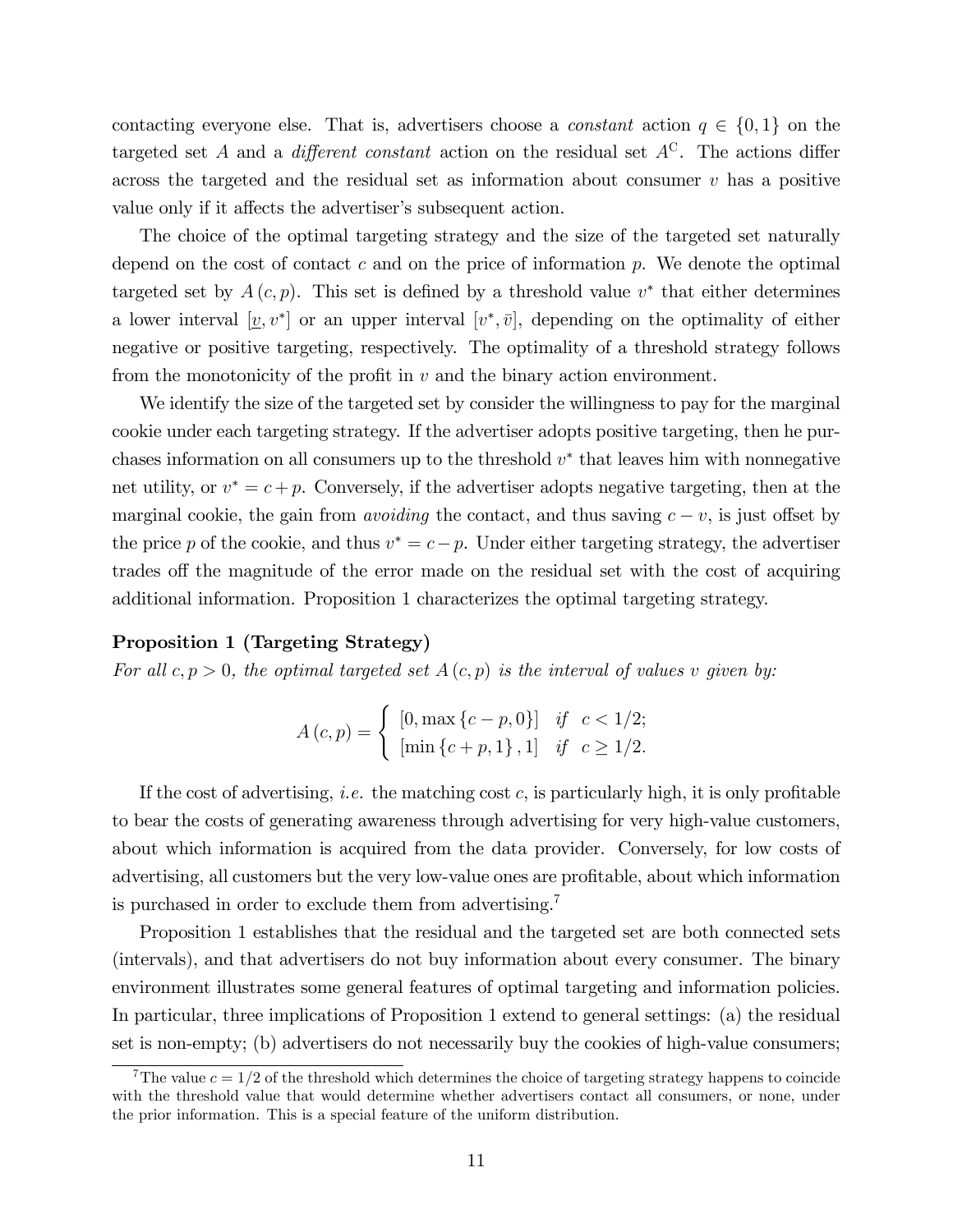contacting everyone else. That is, advertisers choose a *constant* action $q \in \{0,1\}$ on the targeted set $A$ and a *different constant* action on the residual set $A^{\mathrm{C}}$. The actions differ across the targeted and the residual set as information about consumer $v$ has a positive value only if it affects the advertiser's subsequent action.

The choice of the optimal targeting strategy and the size of the targeted set naturally depend on the cost of contact $c$ and on the price of information $p$. We denote the optimal targeted set by $A(c,p)$. This set is defined by a threshold value $v^*$ that either determines a lower interval $[\underline{v}, v^*]$ or an upper interval $[v^*, \bar{v}]$, depending on the optimality of either negative or positive targeting, respectively. The optimality of a threshold strategy follows from the monotonicity of the profit in $v$ and the binary action environment.

We identify the size of the targeted set by consider the willingness to pay for the marginal cookie under each targeting strategy. If the advertiser adopts positive targeting, then he purchases information on all consumers up to the threshold $v^*$ that leaves him with nonnegative net utility, or $v^* = c + p$. Conversely, if the advertiser adopts negative targeting, then at the marginal cookie, the gain from *avoiding* the contact, and thus saving $c - v$, is just offset by the price $p$ of the cookie, and thus $v^* = c - p$. Under either targeting strategy, the advertiser trades off the magnitude of the error made on the residual set with the cost of acquiring additional information. Proposition 1 characterizes the optimal targeting strategy.

**Proposition 1 (Targeting Strategy)**
*For all $c, p > 0$, the optimal targeted set $A(c,p)$ is the interval of values $v$ given by:*

$$A(c,p) = \begin{cases} [0, \max\{c-p, 0\}] & \text{if} \quad c < 1/2; \\ [\min\{c+p, 1\}, 1] & \text{if} \quad c \geq 1/2. \end{cases}$$

If the cost of advertising, *i.e.* the matching cost $c$, is particularly high, it is only profitable to bear the costs of generating awareness through advertising for very high-value customers, about which information is acquired from the data provider. Conversely, for low costs of advertising, all customers but the very low-value ones are profitable, about which information is purchased in order to exclude them from advertising.[7]

Proposition 1 establishes that the residual and the targeted set are both connected sets (intervals), and that advertisers do not buy information about every consumer. The binary environment illustrates some general features of optimal targeting and information policies. In particular, three implications of Proposition 1 extend to general settings: (a) the residual set is non-empty; (b) advertisers do not necessarily buy the cookies of high-value consumers;

[7] The value $c = 1/2$ of the threshold which determines the choice of targeting strategy happens to coincide with the threshold value that would determine whether advertisers contact all consumers, or none, under the prior information. This is a special feature of the uniform distribution.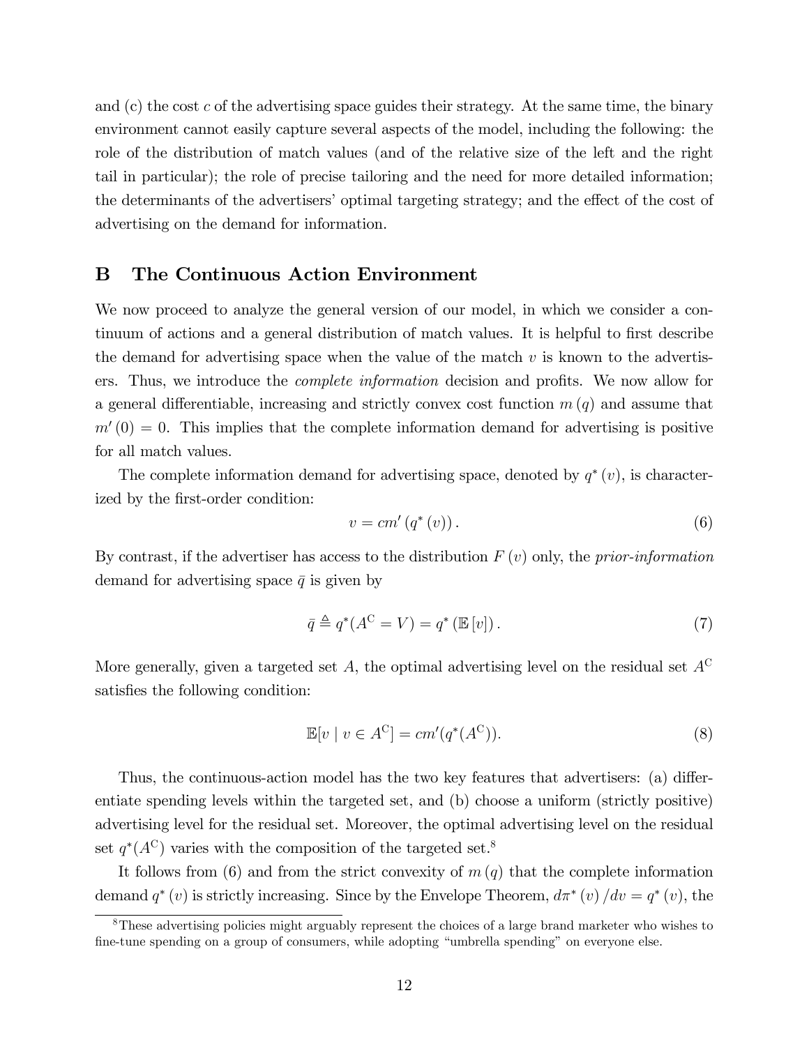and (c) the cost $c$ of the advertising space guides their strategy. At the same time, the binary environment cannot easily capture several aspects of the model, including the following: the role of the distribution of match values (and of the relative size of the left and the right tail in particular); the role of precise tailoring and the need for more detailed information; the determinants of the advertisers' optimal targeting strategy; and the effect of the cost of advertising on the demand for information.

## B The Continuous Action Environment

We now proceed to analyze the general version of our model, in which we consider a continuum of actions and a general distribution of match values. It is helpful to first describe the demand for advertising space when the value of the match $v$ is known to the advertisers. Thus, we introduce the *complete information* decision and profits. We now allow for a general differentiable, increasing and strictly convex cost function $m(q)$ and assume that $m'(0) = 0$. This implies that the complete information demand for advertising is positive for all match values.

The complete information demand for advertising space, denoted by $q^*(v)$, is characterized by the first-order condition:

$$v = cm'(q^*(v)). \tag{6}$$

By contrast, if the advertiser has access to the distribution $F(v)$ only, the *prior-information* demand for advertising space $\bar{q}$ is given by

$$\bar{q} \triangleq q^*(A^{\mathrm{C}} = V) = q^*(\mathbb{E}[v]). \tag{7}$$

More generally, given a targeted set $A$, the optimal advertising level on the residual set $A^{\mathrm{C}}$ satisfies the following condition:

$$\mathbb{E}[v \mid v \in A^{\mathrm{C}}] = cm'(q^*(A^{\mathrm{C}})). \tag{8}$$

Thus, the continuous-action model has the two key features that advertisers: (a) differentiate spending levels within the targeted set, and (b) choose a uniform (strictly positive) advertising level for the residual set. Moreover, the optimal advertising level on the residual set $q^*(A^{\mathrm{C}})$ varies with the composition of the targeted set.[8]

It follows from (6) and from the strict convexity of $m(q)$ that the complete information demand $q^*(v)$ is strictly increasing. Since by the Envelope Theorem, $d\pi^*(v)/dv = q^*(v)$, the

[8] These advertising policies might arguably represent the choices of a large brand marketer who wishes to fine-tune spending on a group of consumers, while adopting "umbrella spending" on everyone else.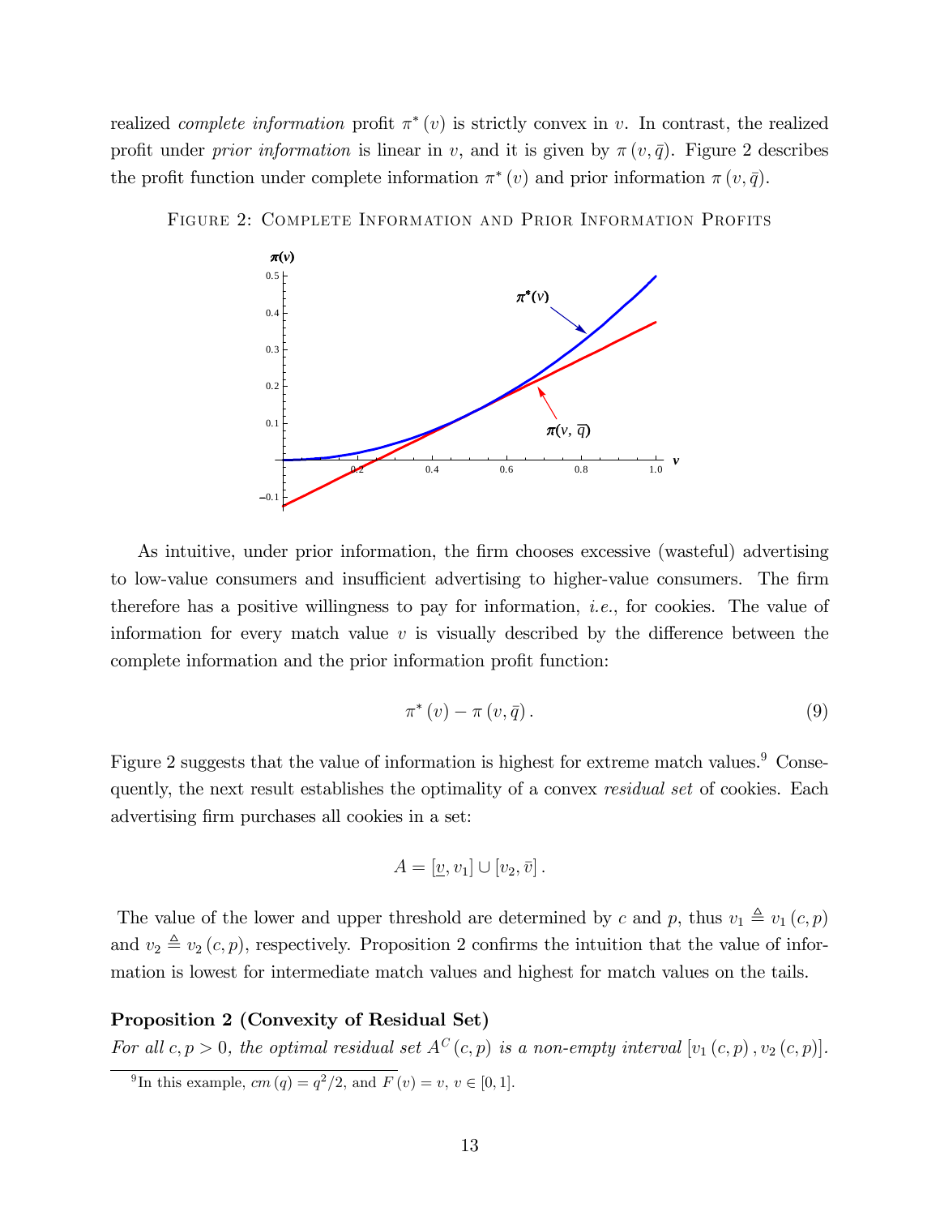realized *complete information* profit $\pi^*(v)$ is strictly convex in $v$. In contrast, the realized profit under *prior information* is linear in $v$, and it is given by $\pi(v, \bar{q})$. Figure 2 describes the profit function under complete information $\pi^*(v)$ and prior information $\pi(v, \bar{q})$.

Figure 2: Complete Information and Prior Information Profits

As intuitive, under prior information, the firm chooses excessive (wasteful) advertising to low-value consumers and insufficient advertising to higher-value consumers. The firm therefore has a positive willingness to pay for information, *i.e.*, for cookies. The value of information for every match value $v$ is visually described by the difference between the complete information and the prior information profit function:

$$\pi^*(v) - \pi(v, \bar{q}). \tag{9}$$

Figure 2 suggests that the value of information is highest for extreme match values.[9] Consequently, the next result establishes the optimality of a convex *residual set* of cookies. Each advertising firm purchases all cookies in a set:

$$A = [\underline{v}, v_1] \cup [v_2, \bar{v}].$$

The value of the lower and upper threshold are determined by $c$ and $p$, thus $v_1 \triangleq v_1(c, p)$ and $v_2 \triangleq v_2(c, p)$, respectively. Proposition 2 confirms the intuition that the value of information is lowest for intermediate match values and highest for match values on the tails.

**Proposition 2 (Convexity of Residual Set)**
*For all $c, p > 0$, the optimal residual set $A^C(c, p)$ is a non-empty interval $[v_1(c, p), v_2(c, p)]$.*

[9] In this example, $cm(q) = q^2/2$, and $F(v) = v$, $v \in [0, 1]$.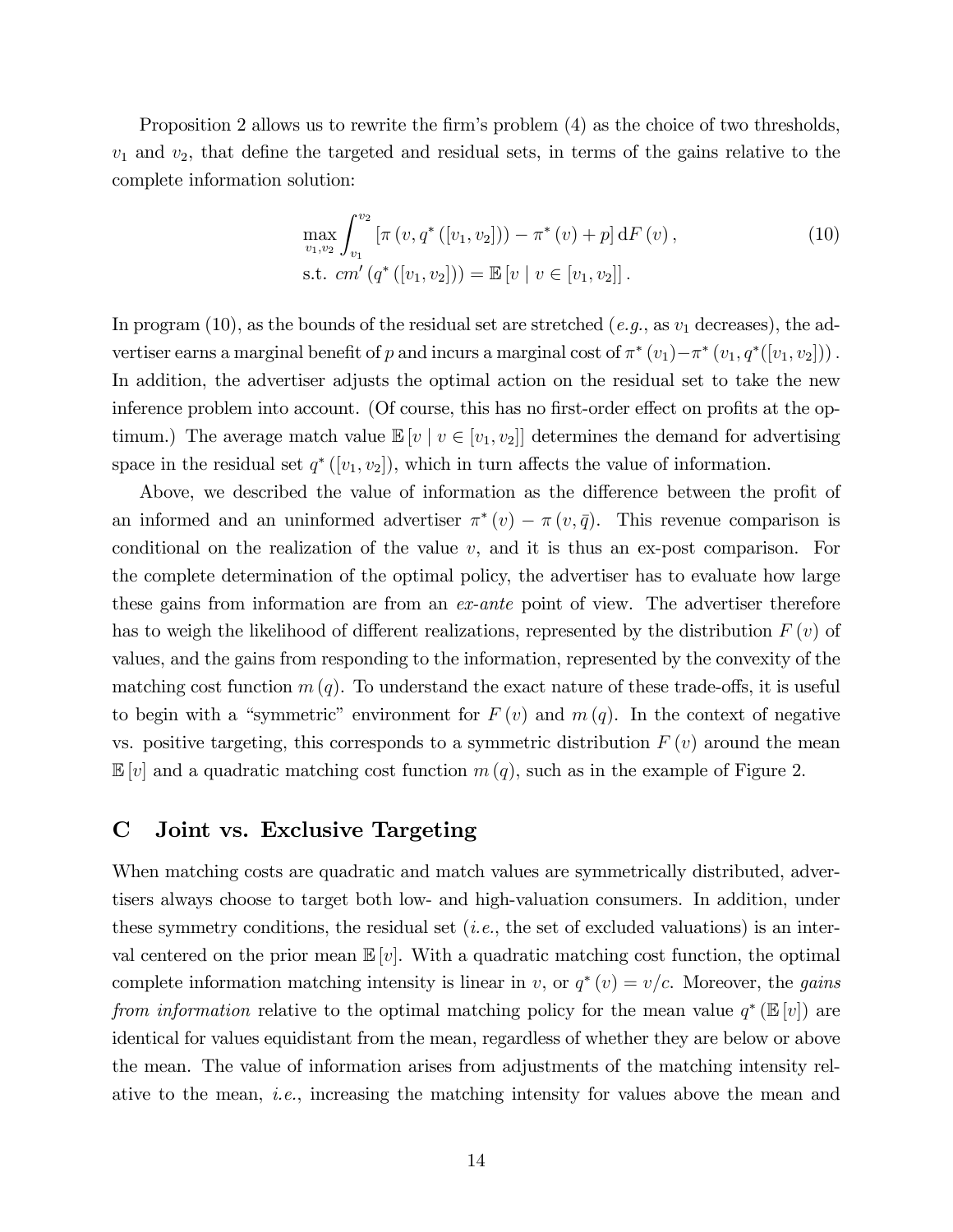Proposition 2 allows us to rewrite the firm's problem (4) as the choice of two thresholds, $v_1$ and $v_2$, that define the targeted and residual sets, in terms of the gains relative to the complete information solution:

$$
\begin{aligned}
&\max_{v_1, v_2} \int_{v_1}^{v_2} \left[\pi\left(v, q^*\left([v_1, v_2]\right)\right) - \pi^*\left(v\right) + p\right] \mathrm{d}F\left(v\right), \\
&\text{s.t. } cm'\left(q^*\left([v_1, v_2]\right)\right) = \mathbb{E}\left[v \mid v \in [v_1, v_2]\right].
\end{aligned}
\tag{10}
$$

In program (10), as the bounds of the residual set are stretched (*e.g.*, as $v_1$ decreases), the advertiser earns a marginal benefit of $p$ and incurs a marginal cost of $\pi^*(v_1) - \pi^*(v_1, q^*([v_1, v_2]))$. In addition, the advertiser adjusts the optimal action on the residual set to take the new inference problem into account. (Of course, this has no first-order effect on profits at the optimum.) The average match value $\mathbb{E}[v \mid v \in [v_1, v_2]]$ determines the demand for advertising space in the residual set $q^*([v_1, v_2])$, which in turn affects the value of information.

Above, we described the value of information as the difference between the profit of an informed and an uninformed advertiser $\pi^*(v) - \pi(v, \bar{q})$. This revenue comparison is conditional on the realization of the value $v$, and it is thus an ex-post comparison. For the complete determination of the optimal policy, the advertiser has to evaluate how large these gains from information are from an *ex-ante* point of view. The advertiser therefore has to weigh the likelihood of different realizations, represented by the distribution $F(v)$ of values, and the gains from responding to the information, represented by the convexity of the matching cost function $m(q)$. To understand the exact nature of these trade-offs, it is useful to begin with a "symmetric" environment for $F(v)$ and $m(q)$. In the context of negative vs. positive targeting, this corresponds to a symmetric distribution $F(v)$ around the mean $\mathbb{E}[v]$ and a quadratic matching cost function $m(q)$, such as in the example of Figure 2.

## C Joint vs. Exclusive Targeting

When matching costs are quadratic and match values are symmetrically distributed, advertisers always choose to target both low- and high-valuation consumers. In addition, under these symmetry conditions, the residual set (*i.e.*, the set of excluded valuations) is an interval centered on the prior mean $\mathbb{E}[v]$. With a quadratic matching cost function, the optimal complete information matching intensity is linear in $v$, or $q^*(v) = v/c$. Moreover, the *gains from information* relative to the optimal matching policy for the mean value $q^*(\mathbb{E}[v])$ are identical for values equidistant from the mean, regardless of whether they are below or above the mean. The value of information arises from adjustments of the matching intensity relative to the mean, *i.e.*, increasing the matching intensity for values above the mean and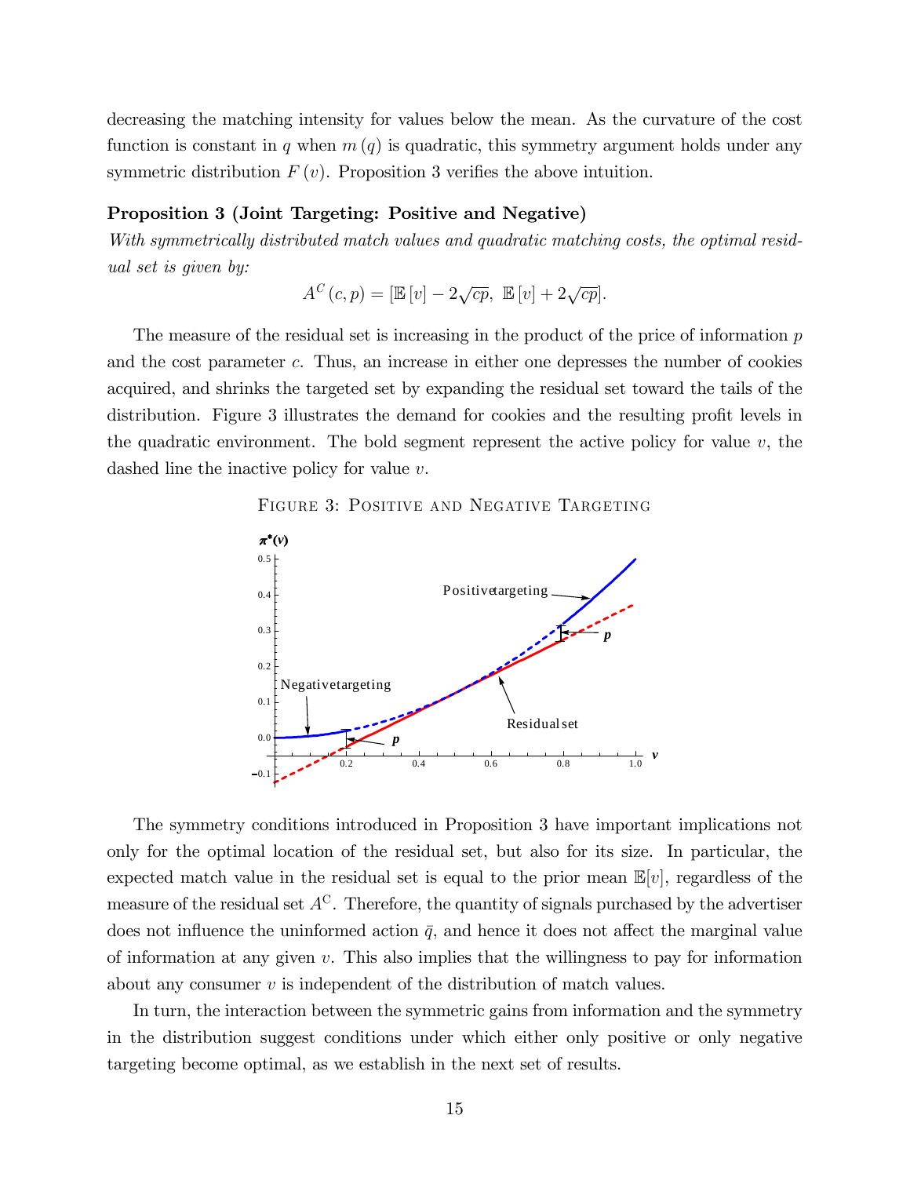decreasing the matching intensity for values below the mean. As the curvature of the cost function is constant in $q$ when $m(q)$ is quadratic, this symmetry argument holds under any symmetric distribution $F(v)$. Proposition 3 verifies the above intuition.

**Proposition 3 (Joint Targeting: Positive and Negative)**
*With symmetrically distributed match values and quadratic matching costs, the optimal residual set is given by:*

$$A^C(c,p) = [\mathbb{E}[v] - 2\sqrt{cp},\ \mathbb{E}[v] + 2\sqrt{cp}].$$

The measure of the residual set is increasing in the product of the price of information $p$ and the cost parameter $c$. Thus, an increase in either one depresses the number of cookies acquired, and shrinks the targeted set by expanding the residual set toward the tails of the distribution. Figure 3 illustrates the demand for cookies and the resulting profit levels in the quadratic environment. The bold segment represent the active policy for value $v$, the dashed line the inactive policy for value $v$.

Figure 3: Positive and Negative Targeting

The symmetry conditions introduced in Proposition 3 have important implications not only for the optimal location of the residual set, but also for its size. In particular, the expected match value in the residual set is equal to the prior mean $\mathbb{E}[v]$, regardless of the measure of the residual set $A^C$. Therefore, the quantity of signals purchased by the advertiser does not influence the uninformed action $\bar{q}$, and hence it does not affect the marginal value of information at any given $v$. This also implies that the willingness to pay for information about any consumer $v$ is independent of the distribution of match values.

In turn, the interaction between the symmetric gains from information and the symmetry in the distribution suggest conditions under which either only positive or only negative targeting become optimal, as we establish in the next set of results.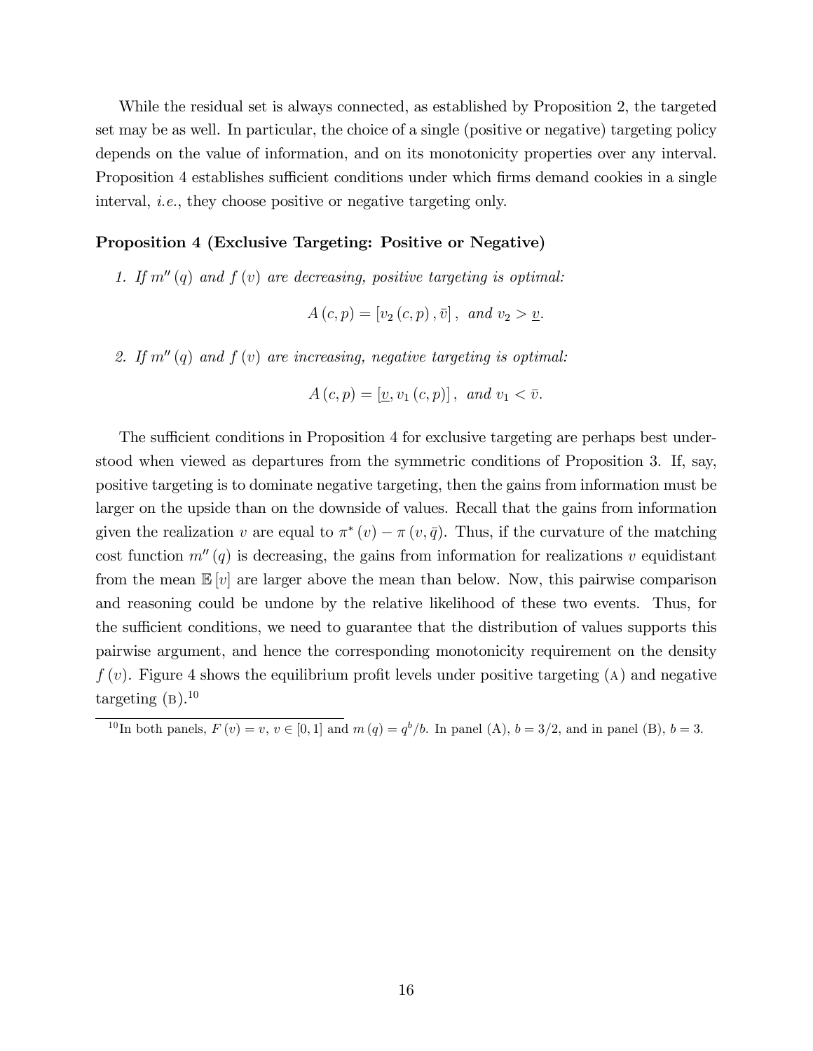While the residual set is always connected, as established by Proposition 2, the targeted set may be as well. In particular, the choice of a single (positive or negative) targeting policy depends on the value of information, and on its monotonicity properties over any interval. Proposition 4 establishes sufficient conditions under which firms demand cookies in a single interval, *i.e.*, they choose positive or negative targeting only.

**Proposition 4 (Exclusive Targeting: Positive or Negative)**

1. *If $m''(q)$ and $f(v)$ are decreasing, positive targeting is optimal:*

$$A(c,p) = [v_2(c,p), \bar{v}], \text{ and } v_2 > \underline{v}.$$

2. *If $m''(q)$ and $f(v)$ are increasing, negative targeting is optimal:*

$$A(c,p) = [\underline{v}, v_1(c,p)], \text{ and } v_1 < \bar{v}.$$

The sufficient conditions in Proposition 4 for exclusive targeting are perhaps best understood when viewed as departures from the symmetric conditions of Proposition 3. If, say, positive targeting is to dominate negative targeting, then the gains from information must be larger on the upside than on the downside of values. Recall that the gains from information given the realization $v$ are equal to $\pi^*(v) - \pi(v, \bar{q})$. Thus, if the curvature of the matching cost function $m''(q)$ is decreasing, the gains from information for realizations $v$ equidistant from the mean $\mathbb{E}[v]$ are larger above the mean than below. Now, this pairwise comparison and reasoning could be undone by the relative likelihood of these two events. Thus, for the sufficient conditions, we need to guarantee that the distribution of values supports this pairwise argument, and hence the corresponding monotonicity requirement on the density $f(v)$. Figure 4 shows the equilibrium profit levels under positive targeting (A) and negative targeting (B).[10]

[10] In both panels, $F(v) = v$, $v \in [0,1]$ and $m(q) = q^b/b$. In panel (A), $b = 3/2$, and in panel (B), $b = 3$.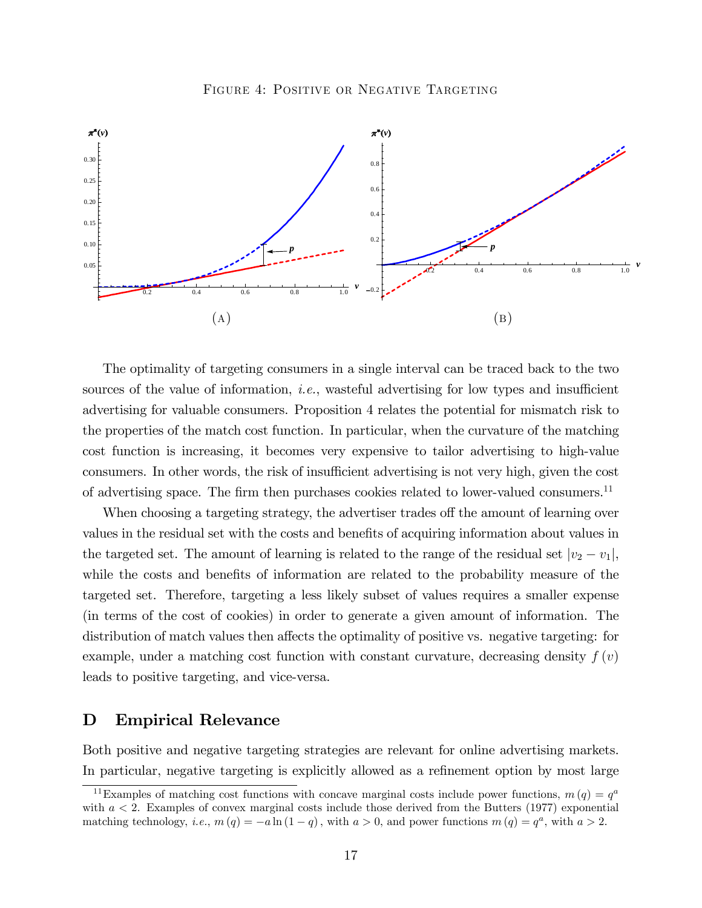Figure 4: Positive or Negative Targeting

(A) (B)

The optimality of targeting consumers in a single interval can be traced back to the two sources of the value of information, *i.e.*, wasteful advertising for low types and insufficient advertising for valuable consumers. Proposition 4 relates the potential for mismatch risk to the properties of the match cost function. In particular, when the curvature of the matching cost function is increasing, it becomes very expensive to tailor advertising to high-value consumers. In other words, the risk of insufficient advertising is not very high, given the cost of advertising space. The firm then purchases cookies related to lower-valued consumers.[11]

When choosing a targeting strategy, the advertiser trades off the amount of learning over values in the residual set with the costs and benefits of acquiring information about values in the targeted set. The amount of learning is related to the range of the residual set $|v_2 - v_1|$, while the costs and benefits of information are related to the probability measure of the targeted set. Therefore, targeting a less likely subset of values requires a smaller expense (in terms of the cost of cookies) in order to generate a given amount of information. The distribution of match values then affects the optimality of positive vs. negative targeting: for example, under a matching cost function with constant curvature, decreasing density $f(v)$ leads to positive targeting, and vice-versa.

## D Empirical Relevance

Both positive and negative targeting strategies are relevant for online advertising markets. In particular, negative targeting is explicitly allowed as a refinement option by most large

[11] Examples of matching cost functions with concave marginal costs include power functions, $m(q) = q^a$ with $a < 2$. Examples of convex marginal costs include those derived from the Butters (1977) exponential matching technology, *i.e.*, $m(q) = -a \ln(1-q)$, with $a > 0$, and power functions $m(q) = q^a$, with $a > 2$.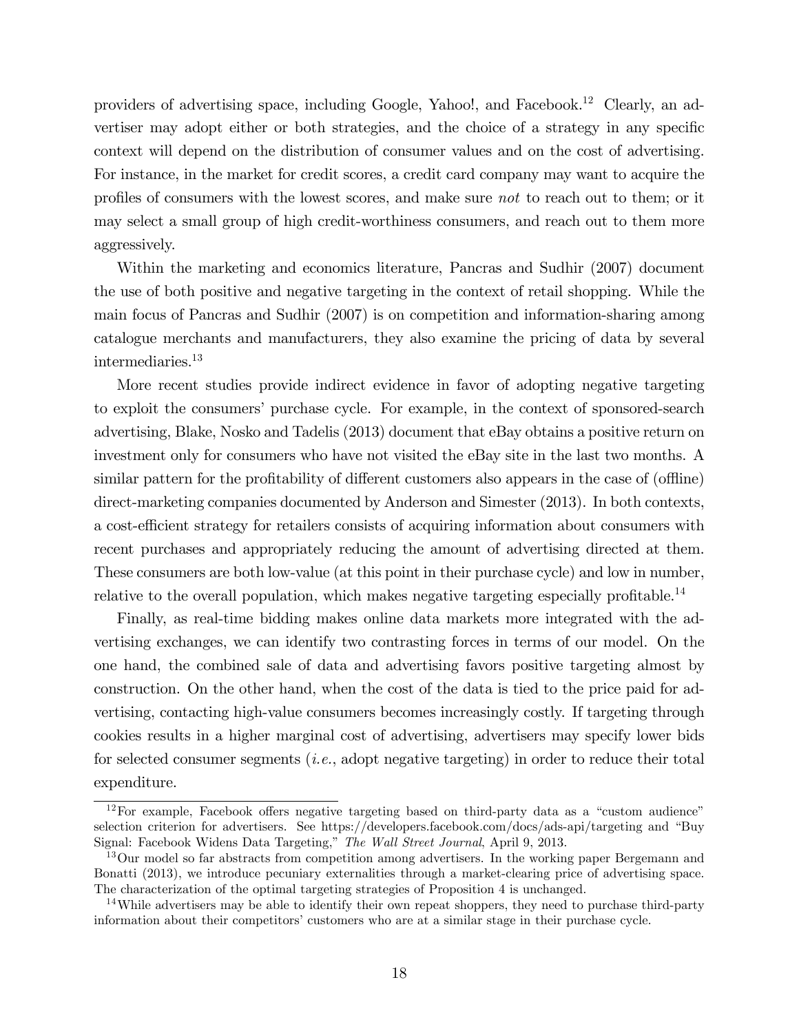providers of advertising space, including Google, Yahoo!, and Facebook.[12] Clearly, an advertiser may adopt either or both strategies, and the choice of a strategy in any specific context will depend on the distribution of consumer values and on the cost of advertising. For instance, in the market for credit scores, a credit card company may want to acquire the profiles of consumers with the lowest scores, and make sure *not* to reach out to them; or it may select a small group of high credit-worthiness consumers, and reach out to them more aggressively.

Within the marketing and economics literature, Pancras and Sudhir (2007) document the use of both positive and negative targeting in the context of retail shopping. While the main focus of Pancras and Sudhir (2007) is on competition and information-sharing among catalogue merchants and manufacturers, they also examine the pricing of data by several intermediaries.[13]

More recent studies provide indirect evidence in favor of adopting negative targeting to exploit the consumers' purchase cycle. For example, in the context of sponsored-search advertising, Blake, Nosko and Tadelis (2013) document that eBay obtains a positive return on investment only for consumers who have not visited the eBay site in the last two months. A similar pattern for the profitability of different customers also appears in the case of (offline) direct-marketing companies documented by Anderson and Simester (2013). In both contexts, a cost-efficient strategy for retailers consists of acquiring information about consumers with recent purchases and appropriately reducing the amount of advertising directed at them. These consumers are both low-value (at this point in their purchase cycle) and low in number, relative to the overall population, which makes negative targeting especially profitable.[14]

Finally, as real-time bidding makes online data markets more integrated with the advertising exchanges, we can identify two contrasting forces in terms of our model. On the one hand, the combined sale of data and advertising favors positive targeting almost by construction. On the other hand, when the cost of the data is tied to the price paid for advertising, contacting high-value consumers becomes increasingly costly. If targeting through cookies results in a higher marginal cost of advertising, advertisers may specify lower bids for selected consumer segments (*i.e.*, adopt negative targeting) in order to reduce their total expenditure.

[12] For example, Facebook offers negative targeting based on third-party data as a "custom audience" selection criterion for advertisers. See https://developers.facebook.com/docs/ads-api/targeting and "Buy Signal: Facebook Widens Data Targeting," *The Wall Street Journal*, April 9, 2013.

[13] Our model so far abstracts from competition among advertisers. In the working paper Bergemann and Bonatti (2013), we introduce pecuniary externalities through a market-clearing price of advertising space. The characterization of the optimal targeting strategies of Proposition 4 is unchanged.

[14] While advertisers may be able to identify their own repeat shoppers, they need to purchase third-party information about their competitors' customers who are at a similar stage in their purchase cycle.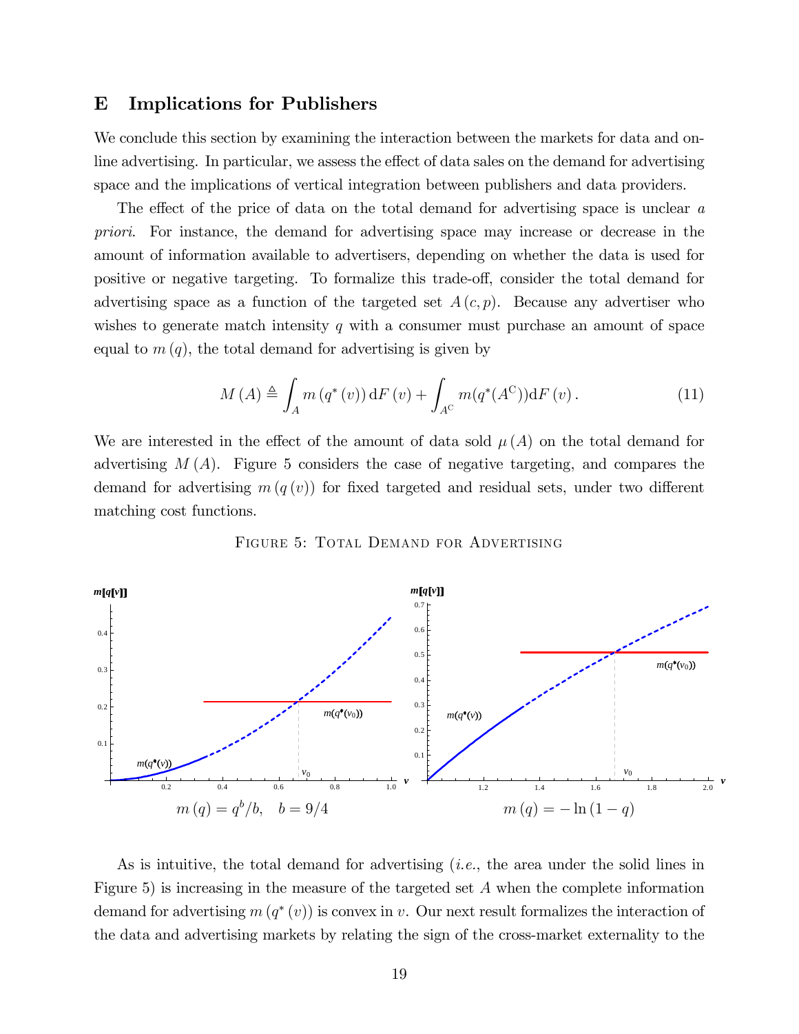## E Implications for Publishers

We conclude this section by examining the interaction between the markets for data and online advertising. In particular, we assess the effect of data sales on the demand for advertising space and the implications of vertical integration between publishers and data providers.

The effect of the price of data on the total demand for advertising space is unclear *a priori*. For instance, the demand for advertising space may increase or decrease in the amount of information available to advertisers, depending on whether the data is used for positive or negative targeting. To formalize this trade-off, consider the total demand for advertising space as a function of the targeted set $A(c,p)$. Because any advertiser who wishes to generate match intensity $q$ with a consumer must purchase an amount of space equal to $m(q)$, the total demand for advertising is given by

$$M(A) \triangleq \int_A m(q^*(v))\,\mathrm{d}F(v) + \int_{A^{\mathrm{C}}} m(q^*(A^{\mathrm{C}}))\mathrm{d}F(v)\,. \tag{11}$$

We are interested in the effect of the amount of data sold $\mu(A)$ on the total demand for advertising $M(A)$. Figure 5 considers the case of negative targeting, and compares the demand for advertising $m(q(v))$ for fixed targeted and residual sets, under two different matching cost functions.

FIGURE 5: TOTAL DEMAND FOR ADVERTISING

$m(q) = q^b/b, \quad b = 9/4$ &nbsp;&nbsp;&nbsp;&nbsp; $m(q) = -\ln(1-q)$

As is intuitive, the total demand for advertising (*i.e.*, the area under the solid lines in Figure 5) is increasing in the measure of the targeted set $A$ when the complete information demand for advertising $m(q^*(v))$ is convex in $v$. Our next result formalizes the interaction of the data and advertising markets by relating the sign of the cross-market externality to the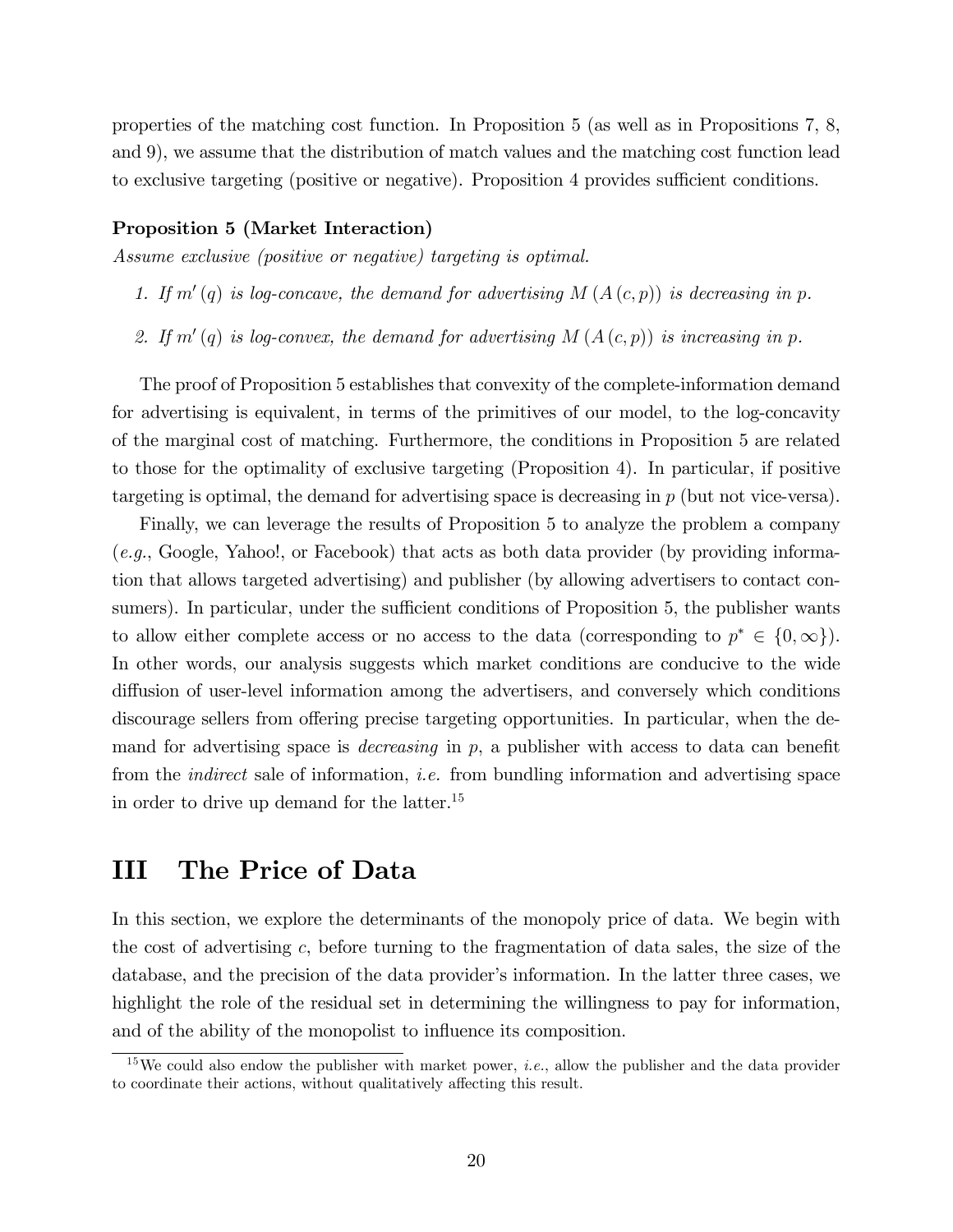properties of the matching cost function. In Proposition 5 (as well as in Propositions 7, 8, and 9), we assume that the distribution of match values and the matching cost function lead to exclusive targeting (positive or negative). Proposition 4 provides sufficient conditions.

**Proposition 5 (Market Interaction)**
*Assume exclusive (positive or negative) targeting is optimal.*

1. *If $m'(q)$ is log-concave, the demand for advertising $M(A(c,p))$ is decreasing in $p$.*
2. *If $m'(q)$ is log-convex, the demand for advertising $M(A(c,p))$ is increasing in $p$.*

The proof of Proposition 5 establishes that convexity of the complete-information demand for advertising is equivalent, in terms of the primitives of our model, to the log-concavity of the marginal cost of matching. Furthermore, the conditions in Proposition 5 are related to those for the optimality of exclusive targeting (Proposition 4). In particular, if positive targeting is optimal, the demand for advertising space is decreasing in $p$ (but not vice-versa).

Finally, we can leverage the results of Proposition 5 to analyze the problem a company (*e.g.*, Google, Yahoo!, or Facebook) that acts as both data provider (by providing information that allows targeted advertising) and publisher (by allowing advertisers to contact consumers). In particular, under the sufficient conditions of Proposition 5, the publisher wants to allow either complete access or no access to the data (corresponding to $p^* \in \{0, \infty\}$). In other words, our analysis suggests which market conditions are conducive to the wide diffusion of user-level information among the advertisers, and conversely which conditions discourage sellers from offering precise targeting opportunities. In particular, when the demand for advertising space is *decreasing* in $p$, a publisher with access to data can benefit from the *indirect* sale of information, *i.e.* from bundling information and advertising space in order to drive up demand for the latter.[15]

# III The Price of Data

In this section, we explore the determinants of the monopoly price of data. We begin with the cost of advertising $c$, before turning to the fragmentation of data sales, the size of the database, and the precision of the data provider's information. In the latter three cases, we highlight the role of the residual set in determining the willingness to pay for information, and of the ability of the monopolist to influence its composition.

[15] We could also endow the publisher with market power, *i.e.*, allow the publisher and the data provider to coordinate their actions, without qualitatively affecting this result.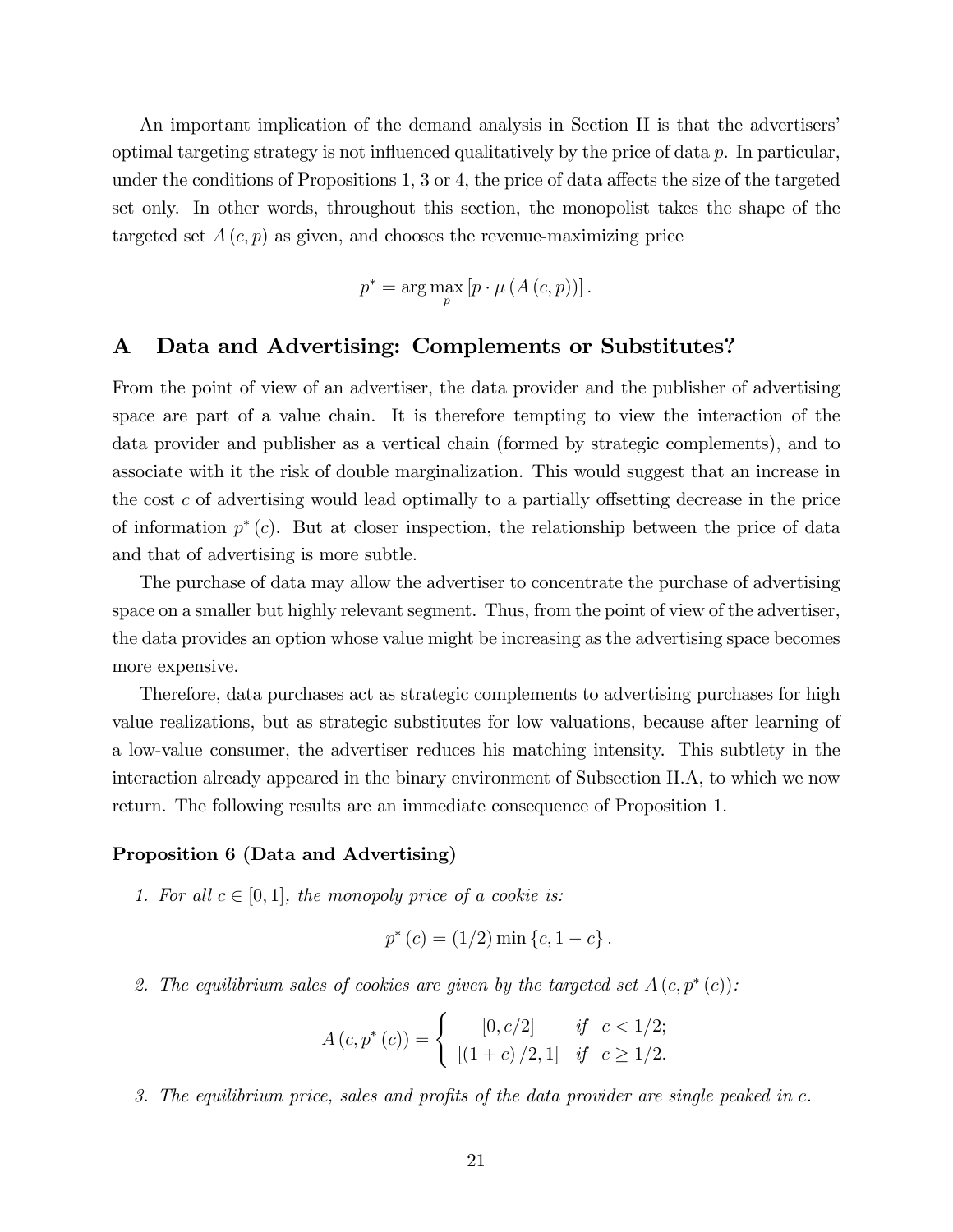An important implication of the demand analysis in Section II is that the advertisers' optimal targeting strategy is not influenced qualitatively by the price of data $p$. In particular, under the conditions of Propositions 1, 3 or 4, the price of data affects the size of the targeted set only. In other words, throughout this section, the monopolist takes the shape of the targeted set $A(c, p)$ as given, and chooses the revenue-maximizing price

$$p^* = \arg\max_p \left[p \cdot \mu \left(A(c, p)\right)\right].$$

## A Data and Advertising: Complements or Substitutes?

From the point of view of an advertiser, the data provider and the publisher of advertising space are part of a value chain. It is therefore tempting to view the interaction of the data provider and publisher as a vertical chain (formed by strategic complements), and to associate with it the risk of double marginalization. This would suggest that an increase in the cost $c$ of advertising would lead optimally to a partially offsetting decrease in the price of information $p^*(c)$. But at closer inspection, the relationship between the price of data and that of advertising is more subtle.

The purchase of data may allow the advertiser to concentrate the purchase of advertising space on a smaller but highly relevant segment. Thus, from the point of view of the advertiser, the data provides an option whose value might be increasing as the advertising space becomes more expensive.

Therefore, data purchases act as strategic complements to advertising purchases for high value realizations, but as strategic substitutes for low valuations, because after learning of a low-value consumer, the advertiser reduces his matching intensity. This subtlety in the interaction already appeared in the binary environment of Subsection II.A, to which we now return. The following results are an immediate consequence of Proposition 1.

**Proposition 6 (Data and Advertising)**

1. *For all $c \in [0, 1]$, the monopoly price of a cookie is:*

$$p^*(c) = (1/2) \min\{c, 1 - c\}.$$

2. *The equilibrium sales of cookies are given by the targeted set $A(c, p^*(c))$:*

$$A(c, p^*(c)) = \begin{cases} [0, c/2] & \text{if} \quad c < 1/2; \\ [(1 + c)/2, 1] & \text{if} \quad c \geq 1/2. \end{cases}$$

3. *The equilibrium price, sales and profits of the data provider are single peaked in $c$.*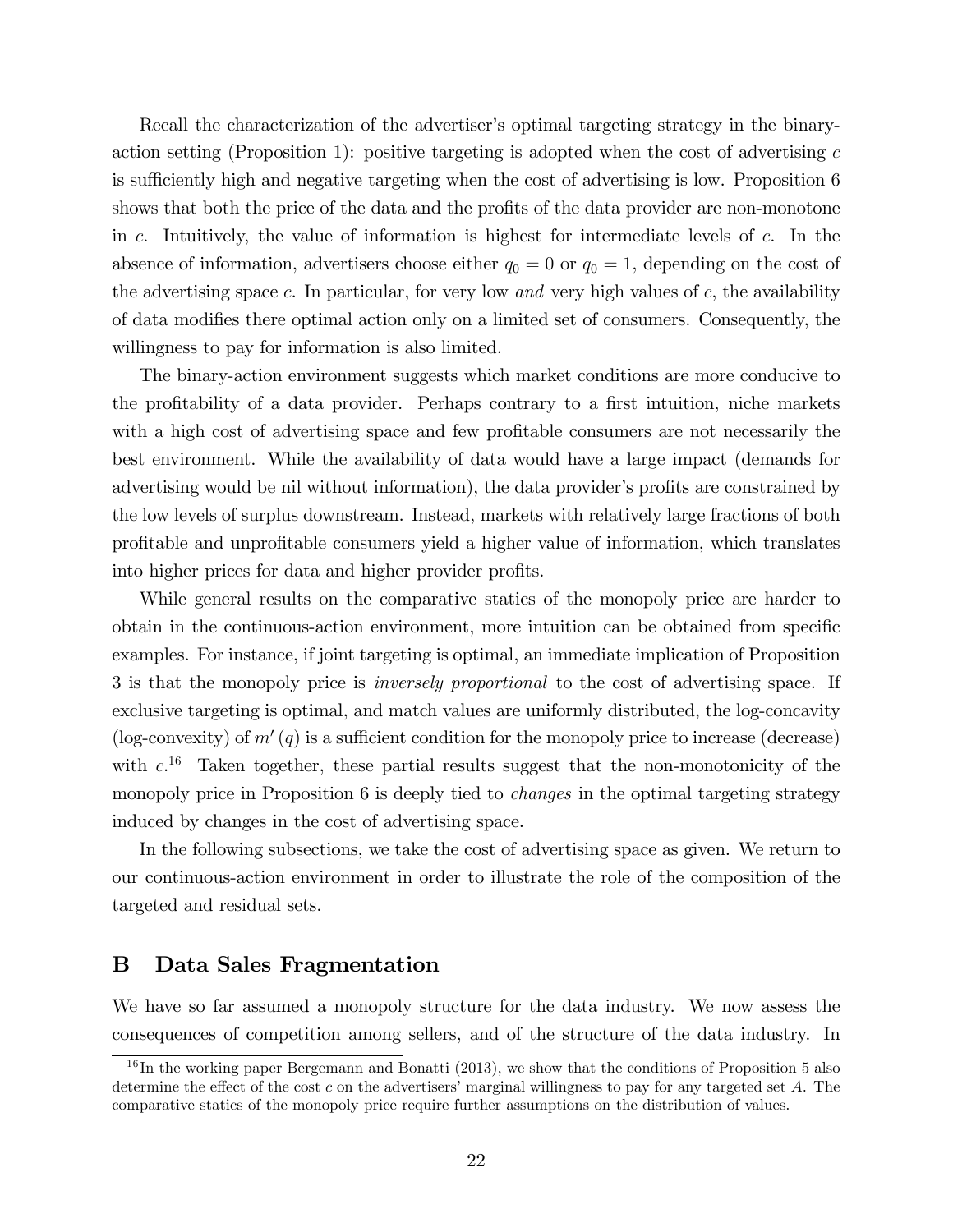Recall the characterization of the advertiser's optimal targeting strategy in the binary-action setting (Proposition 1): positive targeting is adopted when the cost of advertising $c$ is sufficiently high and negative targeting when the cost of advertising is low. Proposition 6 shows that both the price of the data and the profits of the data provider are non-monotone in $c$. Intuitively, the value of information is highest for intermediate levels of $c$. In the absence of information, advertisers choose either $q_0 = 0$ or $q_0 = 1$, depending on the cost of the advertising space $c$. In particular, for very low *and* very high values of $c$, the availability of data modifies there optimal action only on a limited set of consumers. Consequently, the willingness to pay for information is also limited.

The binary-action environment suggests which market conditions are more conducive to the profitability of a data provider. Perhaps contrary to a first intuition, niche markets with a high cost of advertising space and few profitable consumers are not necessarily the best environment. While the availability of data would have a large impact (demands for advertising would be nil without information), the data provider's profits are constrained by the low levels of surplus downstream. Instead, markets with relatively large fractions of both profitable and unprofitable consumers yield a higher value of information, which translates into higher prices for data and higher provider profits.

While general results on the comparative statics of the monopoly price are harder to obtain in the continuous-action environment, more intuition can be obtained from specific examples. For instance, if joint targeting is optimal, an immediate implication of Proposition 3 is that the monopoly price is *inversely proportional* to the cost of advertising space. If exclusive targeting is optimal, and match values are uniformly distributed, the log-concavity (log-convexity) of $m'(q)$ is a sufficient condition for the monopoly price to increase (decrease) with $c$.[16] Taken together, these partial results suggest that the non-monotonicity of the monopoly price in Proposition 6 is deeply tied to *changes* in the optimal targeting strategy induced by changes in the cost of advertising space.

In the following subsections, we take the cost of advertising space as given. We return to our continuous-action environment in order to illustrate the role of the composition of the targeted and residual sets.

## B Data Sales Fragmentation

We have so far assumed a monopoly structure for the data industry. We now assess the consequences of competition among sellers, and of the structure of the data industry. In

[16] In the working paper Bergemann and Bonatti (2013), we show that the conditions of Proposition 5 also determine the effect of the cost $c$ on the advertisers' marginal willingness to pay for any targeted set $A$. The comparative statics of the monopoly price require further assumptions on the distribution of values.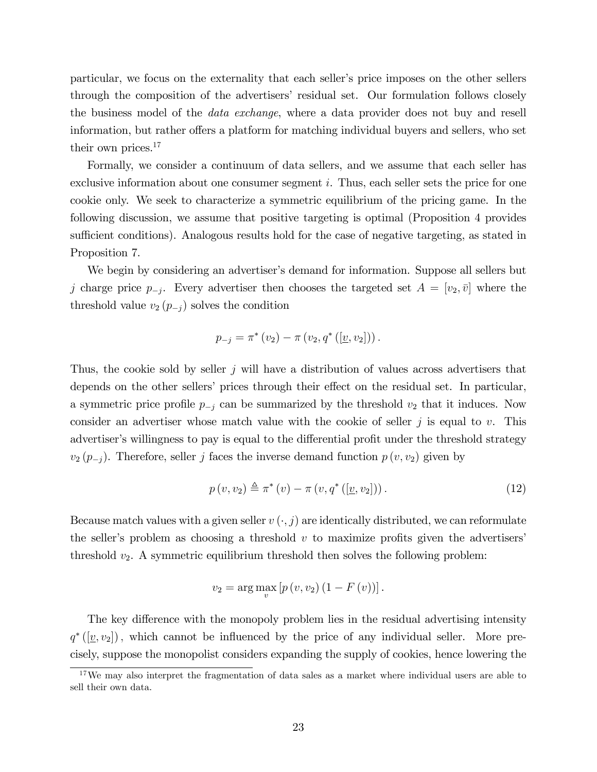particular, we focus on the externality that each seller's price imposes on the other sellers through the composition of the advertisers' residual set. Our formulation follows closely the business model of the *data exchange*, where a data provider does not buy and resell information, but rather offers a platform for matching individual buyers and sellers, who set their own prices.[17]

Formally, we consider a continuum of data sellers, and we assume that each seller has exclusive information about one consumer segment $i$. Thus, each seller sets the price for one cookie only. We seek to characterize a symmetric equilibrium of the pricing game. In the following discussion, we assume that positive targeting is optimal (Proposition 4 provides sufficient conditions). Analogous results hold for the case of negative targeting, as stated in Proposition 7.

We begin by considering an advertiser's demand for information. Suppose all sellers but $j$ charge price $p_{-j}$. Every advertiser then chooses the targeted set $A = [v_2, \bar{v}]$ where the threshold value $v_2(p_{-j})$ solves the condition

$$p_{-j} = \pi^*(v_2) - \pi(v_2, q^*([\underline{v}, v_2])).$$

Thus, the cookie sold by seller $j$ will have a distribution of values across advertisers that depends on the other sellers' prices through their effect on the residual set. In particular, a symmetric price profile $p_{-j}$ can be summarized by the threshold $v_2$ that it induces. Now consider an advertiser whose match value with the cookie of seller $j$ is equal to $v$. This advertiser's willingness to pay is equal to the differential profit under the threshold strategy $v_2(p_{-j})$. Therefore, seller $j$ faces the inverse demand function $p(v, v_2)$ given by

$$p(v, v_2) \triangleq \pi^*(v) - \pi(v, q^*([\underline{v}, v_2])). \tag{12}$$

Because match values with a given seller $v(\cdot, j)$ are identically distributed, we can reformulate the seller's problem as choosing a threshold $v$ to maximize profits given the advertisers' threshold $v_2$. A symmetric equilibrium threshold then solves the following problem:

$$v_2 = \arg\max_v [p(v, v_2)(1 - F(v))].$$

The key difference with the monopoly problem lies in the residual advertising intensity $q^*([\underline{v}, v_2])$, which cannot be influenced by the price of any individual seller. More precisely, suppose the monopolist considers expanding the supply of cookies, hence lowering the

[17] We may also interpret the fragmentation of data sales as a market where individual users are able to sell their own data.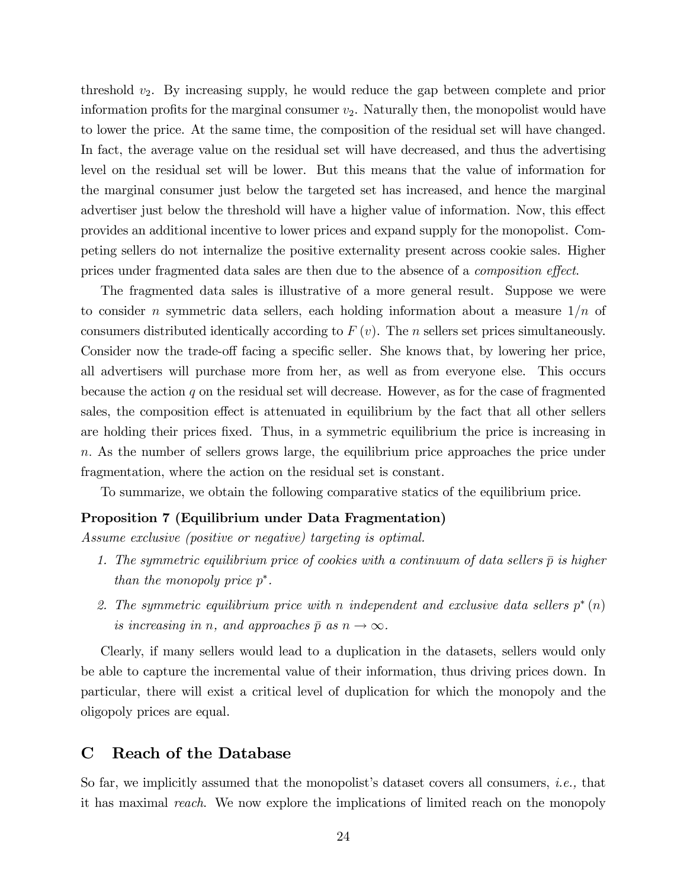threshold $v_2$. By increasing supply, he would reduce the gap between complete and prior information profits for the marginal consumer $v_2$. Naturally then, the monopolist would have to lower the price. At the same time, the composition of the residual set will have changed. In fact, the average value on the residual set will have decreased, and thus the advertising level on the residual set will be lower. But this means that the value of information for the marginal consumer just below the targeted set has increased, and hence the marginal advertiser just below the threshold will have a higher value of information. Now, this effect provides an additional incentive to lower prices and expand supply for the monopolist. Competing sellers do not internalize the positive externality present across cookie sales. Higher prices under fragmented data sales are then due to the absence of a *composition effect*.

The fragmented data sales is illustrative of a more general result. Suppose we were to consider $n$ symmetric data sellers, each holding information about a measure $1/n$ of consumers distributed identically according to $F(v)$. The $n$ sellers set prices simultaneously. Consider now the trade-off facing a specific seller. She knows that, by lowering her price, all advertisers will purchase more from her, as well as from everyone else. This occurs because the action $q$ on the residual set will decrease. However, as for the case of fragmented sales, the composition effect is attenuated in equilibrium by the fact that all other sellers are holding their prices fixed. Thus, in a symmetric equilibrium the price is increasing in $n$. As the number of sellers grows large, the equilibrium price approaches the price under fragmentation, where the action on the residual set is constant.

To summarize, we obtain the following comparative statics of the equilibrium price.

**Proposition 7 (Equilibrium under Data Fragmentation)**
*Assume exclusive (positive or negative) targeting is optimal.*

1. *The symmetric equilibrium price of cookies with a continuum of data sellers $\bar{p}$ is higher than the monopoly price $p^*$.*
2. *The symmetric equilibrium price with $n$ independent and exclusive data sellers $p^*(n)$ is increasing in $n$, and approaches $\bar{p}$ as $n \to \infty$.*

Clearly, if many sellers would lead to a duplication in the datasets, sellers would only be able to capture the incremental value of their information, thus driving prices down. In particular, there will exist a critical level of duplication for which the monopoly and the oligopoly prices are equal.

## C Reach of the Database

So far, we implicitly assumed that the monopolist's dataset covers all consumers, *i.e.,* that it has maximal *reach*. We now explore the implications of limited reach on the monopoly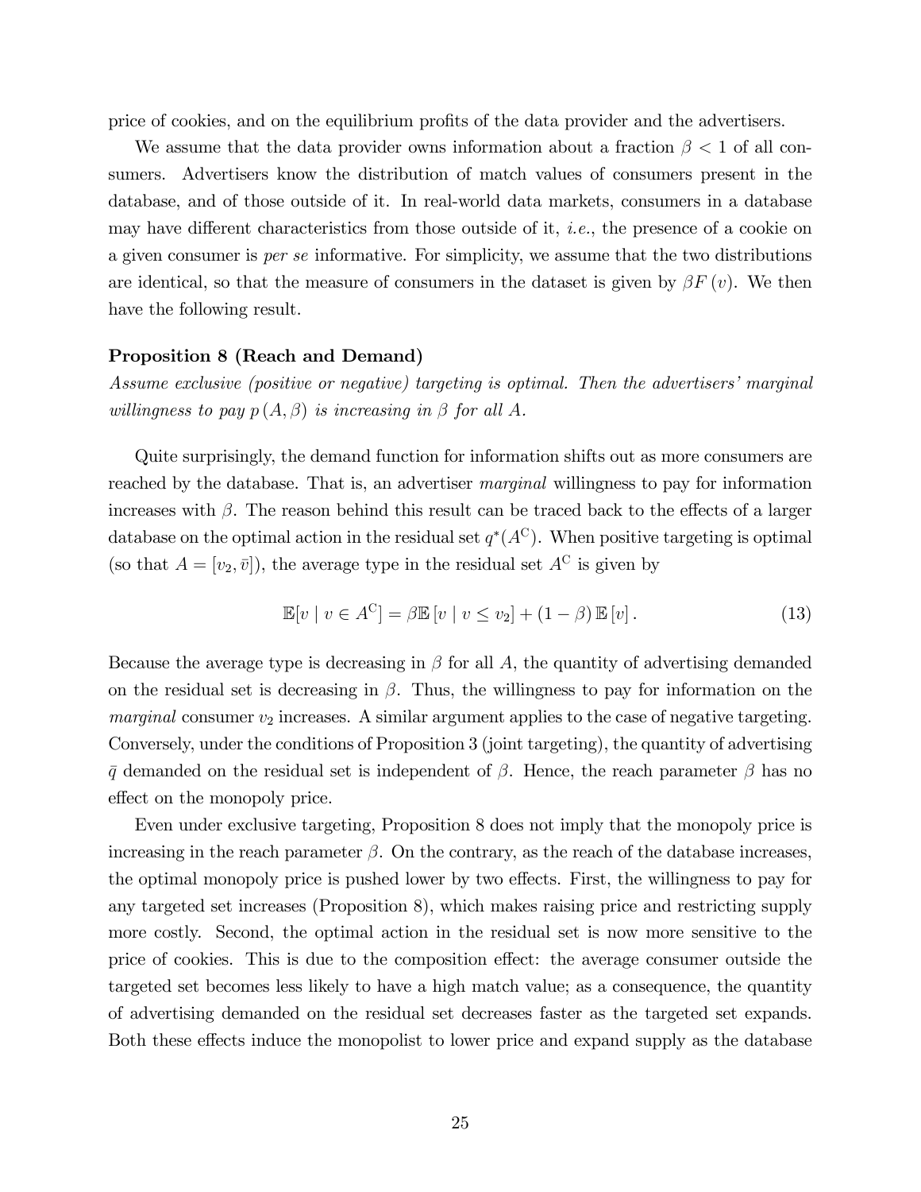price of cookies, and on the equilibrium profits of the data provider and the advertisers.

We assume that the data provider owns information about a fraction $\beta < 1$ of all consumers. Advertisers know the distribution of match values of consumers present in the database, and of those outside of it. In real-world data markets, consumers in a database may have different characteristics from those outside of it, *i.e.*, the presence of a cookie on a given consumer is *per se* informative. For simplicity, we assume that the two distributions are identical, so that the measure of consumers in the dataset is given by $\beta F(v)$. We then have the following result.

**Proposition 8 (Reach and Demand)**
*Assume exclusive (positive or negative) targeting is optimal. Then the advertisers' marginal willingness to pay $p(A, \beta)$ is increasing in $\beta$ for all $A$.*

Quite surprisingly, the demand function for information shifts out as more consumers are reached by the database. That is, an advertiser *marginal* willingness to pay for information increases with $\beta$. The reason behind this result can be traced back to the effects of a larger database on the optimal action in the residual set $q^*(A^{\mathrm{C}})$. When positive targeting is optimal (so that $A = [v_2, \bar{v}]$), the average type in the residual set $A^{\mathrm{C}}$ is given by

$$\mathbb{E}[v \mid v \in A^{\mathrm{C}}] = \beta \mathbb{E}[v \mid v \leq v_2] + (1 - \beta) \mathbb{E}[v]. \tag{13}$$

Because the average type is decreasing in $\beta$ for all $A$, the quantity of advertising demanded on the residual set is decreasing in $\beta$. Thus, the willingness to pay for information on the *marginal* consumer $v_2$ increases. A similar argument applies to the case of negative targeting. Conversely, under the conditions of Proposition 3 (joint targeting), the quantity of advertising $\bar{q}$ demanded on the residual set is independent of $\beta$. Hence, the reach parameter $\beta$ has no effect on the monopoly price.

Even under exclusive targeting, Proposition 8 does not imply that the monopoly price is increasing in the reach parameter $\beta$. On the contrary, as the reach of the database increases, the optimal monopoly price is pushed lower by two effects. First, the willingness to pay for any targeted set increases (Proposition 8), which makes raising price and restricting supply more costly. Second, the optimal action in the residual set is now more sensitive to the price of cookies. This is due to the composition effect: the average consumer outside the targeted set becomes less likely to have a high match value; as a consequence, the quantity of advertising demanded on the residual set decreases faster as the targeted set expands. Both these effects induce the monopolist to lower price and expand supply as the database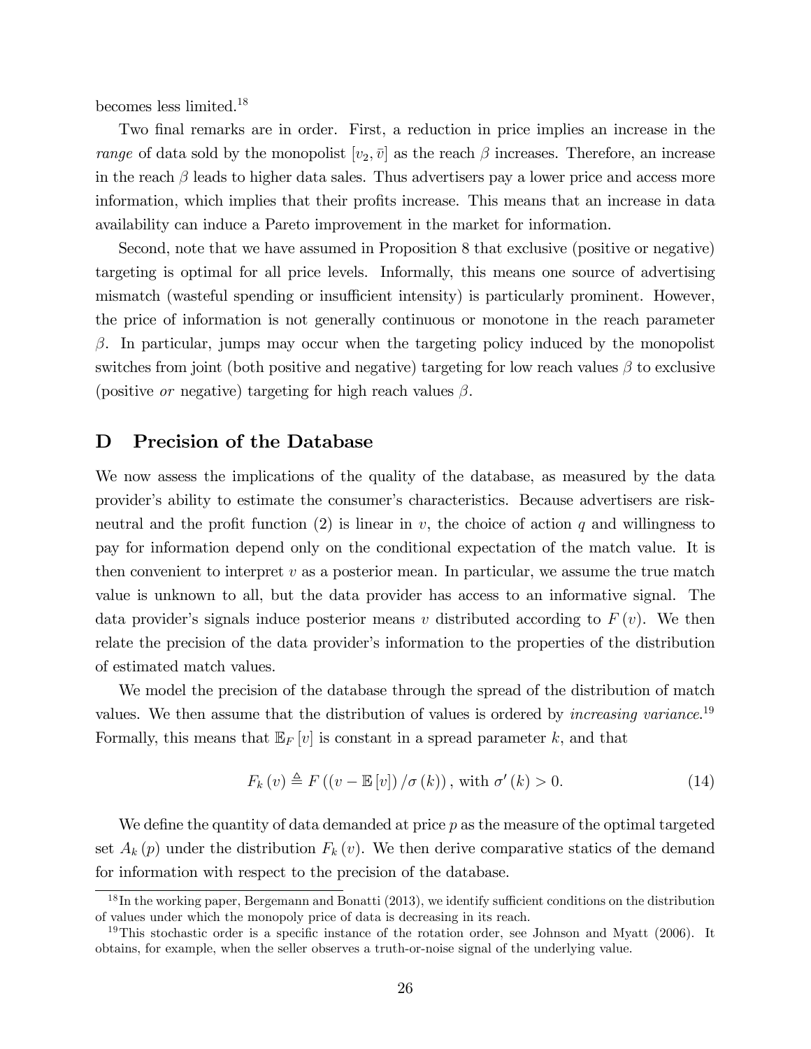becomes less limited.[18]

Two final remarks are in order. First, a reduction in price implies an increase in the *range* of data sold by the monopolist $[v_2, \bar{v}]$ as the reach $\beta$ increases. Therefore, an increase in the reach $\beta$ leads to higher data sales. Thus advertisers pay a lower price and access more information, which implies that their profits increase. This means that an increase in data availability can induce a Pareto improvement in the market for information.

Second, note that we have assumed in Proposition 8 that exclusive (positive or negative) targeting is optimal for all price levels. Informally, this means one source of advertising mismatch (wasteful spending or insufficient intensity) is particularly prominent. However, the price of information is not generally continuous or monotone in the reach parameter $\beta$. In particular, jumps may occur when the targeting policy induced by the monopolist switches from joint (both positive and negative) targeting for low reach values $\beta$ to exclusive (positive *or* negative) targeting for high reach values $\beta$.

## D Precision of the Database

We now assess the implications of the quality of the database, as measured by the data provider's ability to estimate the consumer's characteristics. Because advertisers are risk-neutral and the profit function (2) is linear in $v$, the choice of action $q$ and willingness to pay for information depend only on the conditional expectation of the match value. It is then convenient to interpret $v$ as a posterior mean. In particular, we assume the true match value is unknown to all, but the data provider has access to an informative signal. The data provider's signals induce posterior means $v$ distributed according to $F(v)$. We then relate the precision of the data provider's information to the properties of the distribution of estimated match values.

We model the precision of the database through the spread of the distribution of match values. We then assume that the distribution of values is ordered by *increasing variance*.[19] Formally, this means that $\mathbb{E}_F[v]$ is constant in a spread parameter $k$, and that

$$F_k(v) \triangleq F\left((v - \mathbb{E}[v]) / \sigma(k)\right), \text{ with } \sigma'(k) > 0. \tag{14}$$

We define the quantity of data demanded at price $p$ as the measure of the optimal targeted set $A_k(p)$ under the distribution $F_k(v)$. We then derive comparative statics of the demand for information with respect to the precision of the database.

---

[18] In the working paper, Bergemann and Bonatti (2013), we identify sufficient conditions on the distribution of values under which the monopoly price of data is decreasing in its reach.

[19] This stochastic order is a specific instance of the rotation order, see Johnson and Myatt (2006). It obtains, for example, when the seller observes a truth-or-noise signal of the underlying value.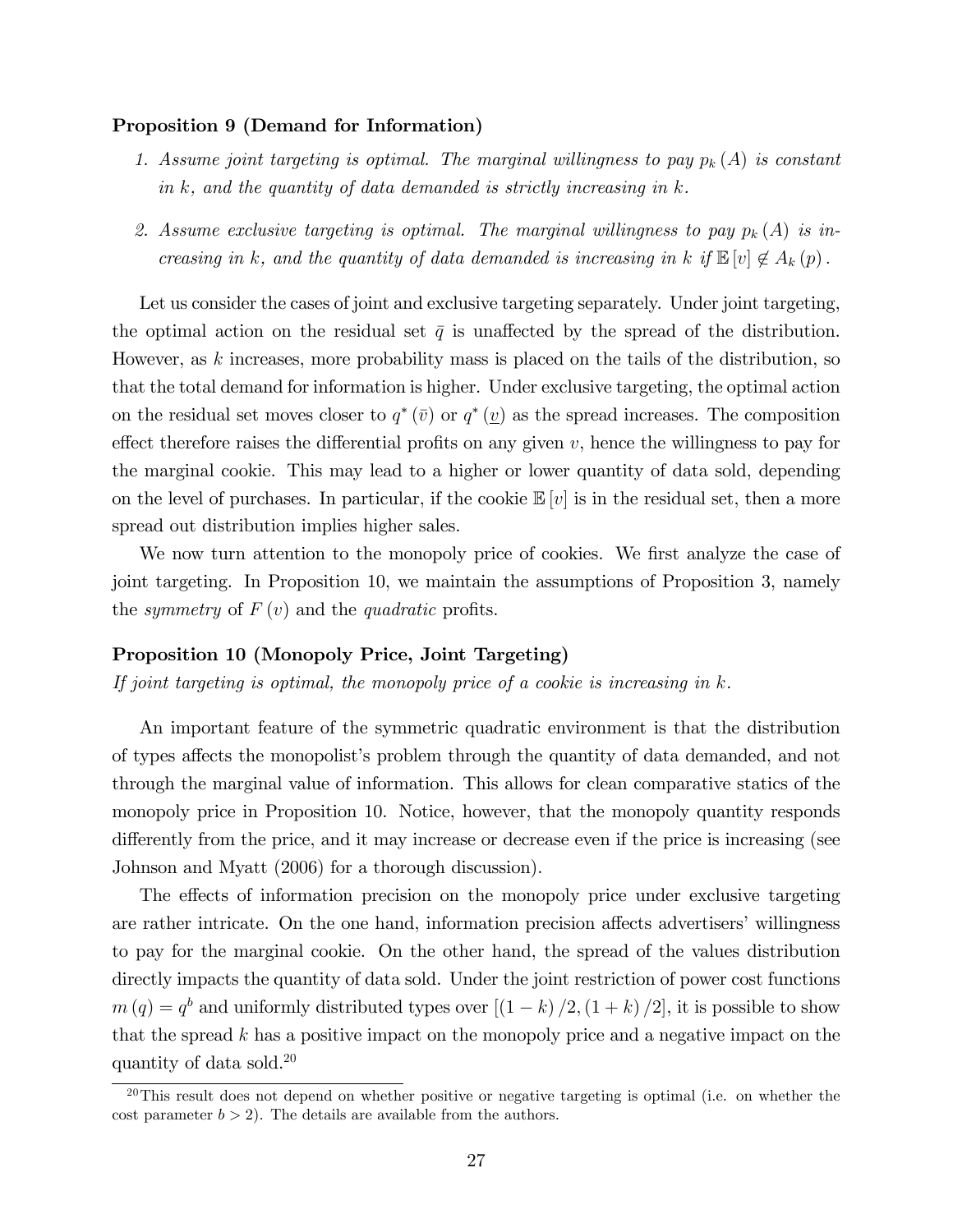**Proposition 9 (Demand for Information)**

1. *Assume joint targeting is optimal. The marginal willingness to pay $p_k(A)$ is constant in $k$, and the quantity of data demanded is strictly increasing in $k$.*
2. *Assume exclusive targeting is optimal. The marginal willingness to pay $p_k(A)$ is increasing in $k$, and the quantity of data demanded is increasing in $k$ if $\mathbb{E}[v] \notin A_k(p)$.*

Let us consider the cases of joint and exclusive targeting separately. Under joint targeting, the optimal action on the residual set $\bar{q}$ is unaffected by the spread of the distribution. However, as $k$ increases, more probability mass is placed on the tails of the distribution, so that the total demand for information is higher. Under exclusive targeting, the optimal action on the residual set moves closer to $q^*(\bar{v})$ or $q^*(\underline{v})$ as the spread increases. The composition effect therefore raises the differential profits on any given $v$, hence the willingness to pay for the marginal cookie. This may lead to a higher or lower quantity of data sold, depending on the level of purchases. In particular, if the cookie $\mathbb{E}[v]$ is in the residual set, then a more spread out distribution implies higher sales.

We now turn attention to the monopoly price of cookies. We first analyze the case of joint targeting. In Proposition 10, we maintain the assumptions of Proposition 3, namely the *symmetry* of $F(v)$ and the *quadratic* profits.

**Proposition 10 (Monopoly Price, Joint Targeting)**
*If joint targeting is optimal, the monopoly price of a cookie is increasing in $k$.*

An important feature of the symmetric quadratic environment is that the distribution of types affects the monopolist's problem through the quantity of data demanded, and not through the marginal value of information. This allows for clean comparative statics of the monopoly price in Proposition 10. Notice, however, that the monopoly quantity responds differently from the price, and it may increase or decrease even if the price is increasing (see Johnson and Myatt (2006) for a thorough discussion).

The effects of information precision on the monopoly price under exclusive targeting are rather intricate. On the one hand, information precision affects advertisers' willingness to pay for the marginal cookie. On the other hand, the spread of the values distribution directly impacts the quantity of data sold. Under the joint restriction of power cost functions $m(q) = q^b$ and uniformly distributed types over $[(1-k)/2, (1+k)/2]$, it is possible to show that the spread $k$ has a positive impact on the monopoly price and a negative impact on the quantity of data sold.[20]

[20] This result does not depend on whether positive or negative targeting is optimal (i.e. on whether the cost parameter $b > 2$). The details are available from the authors.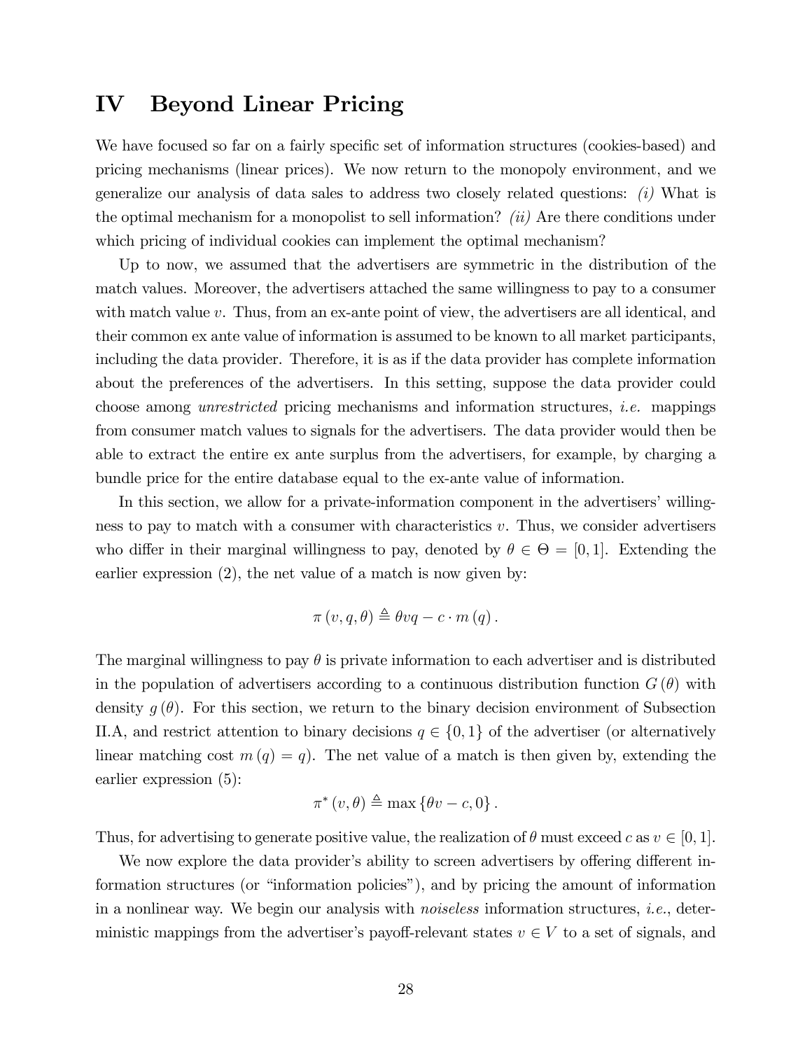# IV Beyond Linear Pricing

We have focused so far on a fairly specific set of information structures (cookies-based) and pricing mechanisms (linear prices). We now return to the monopoly environment, and we generalize our analysis of data sales to address two closely related questions: *(i)* What is the optimal mechanism for a monopolist to sell information? *(ii)* Are there conditions under which pricing of individual cookies can implement the optimal mechanism?

Up to now, we assumed that the advertisers are symmetric in the distribution of the match values. Moreover, the advertisers attached the same willingness to pay to a consumer with match value $v$. Thus, from an ex-ante point of view, the advertisers are all identical, and their common ex ante value of information is assumed to be known to all market participants, including the data provider. Therefore, it is as if the data provider has complete information about the preferences of the advertisers. In this setting, suppose the data provider could choose among *unrestricted* pricing mechanisms and information structures, *i.e.* mappings from consumer match values to signals for the advertisers. The data provider would then be able to extract the entire ex ante surplus from the advertisers, for example, by charging a bundle price for the entire database equal to the ex-ante value of information.

In this section, we allow for a private-information component in the advertisers' willingness to pay to match with a consumer with characteristics $v$. Thus, we consider advertisers who differ in their marginal willingness to pay, denoted by $\theta \in \Theta = [0, 1]$. Extending the earlier expression (2), the net value of a match is now given by:

$$\pi(v, q, \theta) \triangleq \theta v q - c \cdot m(q).$$

The marginal willingness to pay $\theta$ is private information to each advertiser and is distributed in the population of advertisers according to a continuous distribution function $G(\theta)$ with density $g(\theta)$. For this section, we return to the binary decision environment of Subsection II.A, and restrict attention to binary decisions $q \in \{0, 1\}$ of the advertiser (or alternatively linear matching cost $m(q) = q$). The net value of a match is then given by, extending the earlier expression (5):

$$\pi^*(v, \theta) \triangleq \max\{\theta v - c, 0\}.$$

Thus, for advertising to generate positive value, the realization of $\theta$ must exceed $c$ as $v \in [0, 1]$.

We now explore the data provider's ability to screen advertisers by offering different information structures (or "information policies"), and by pricing the amount of information in a nonlinear way. We begin our analysis with *noiseless* information structures, *i.e.*, deterministic mappings from the advertiser's payoff-relevant states $v \in V$ to a set of signals, and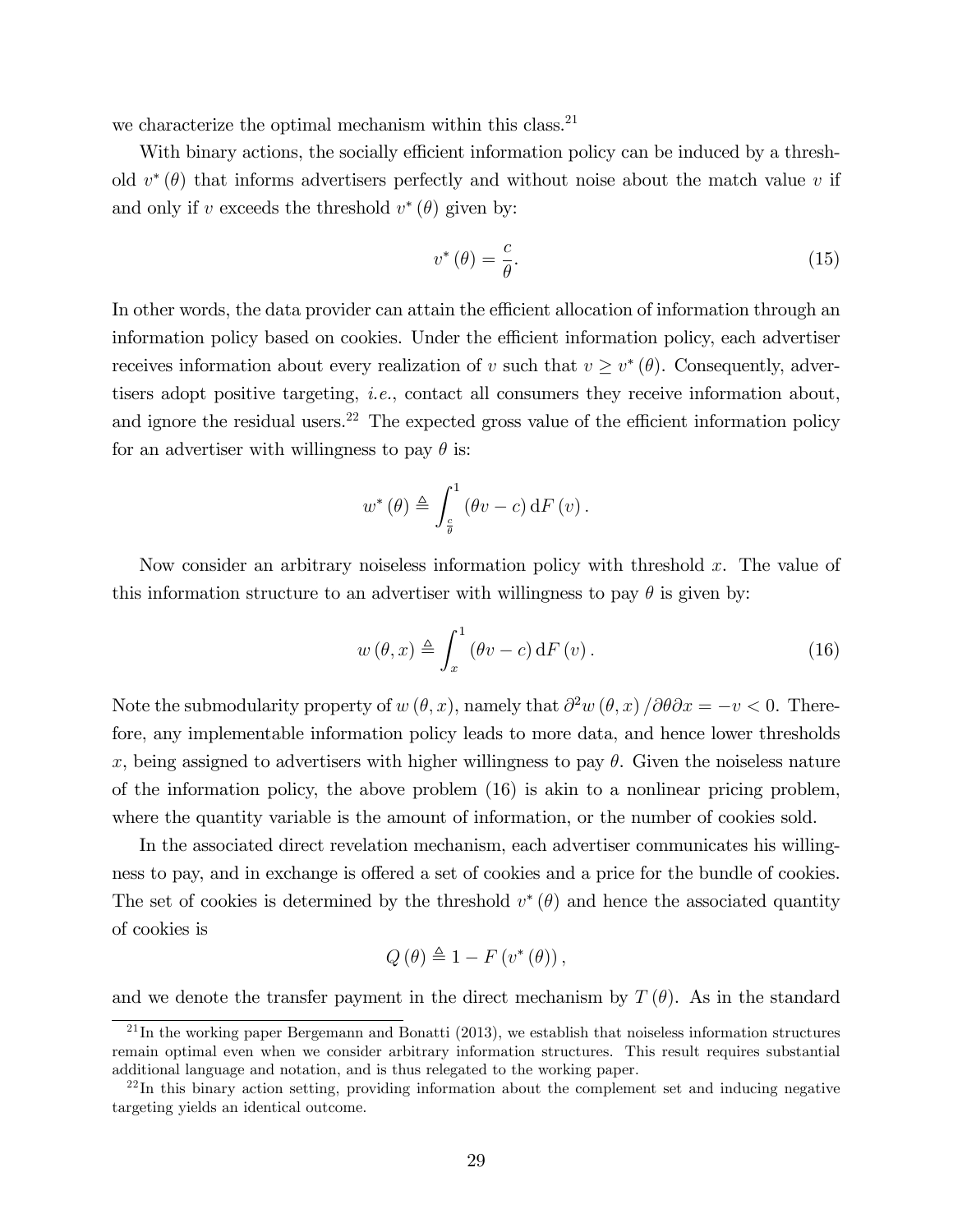we characterize the optimal mechanism within this class.[21]

With binary actions, the socially efficient information policy can be induced by a threshold $v^*(\theta)$ that informs advertisers perfectly and without noise about the match value $v$ if and only if $v$ exceeds the threshold $v^*(\theta)$ given by:

$$v^*(\theta) = \frac{c}{\theta}. \tag{15}$$

In other words, the data provider can attain the efficient allocation of information through an information policy based on cookies. Under the efficient information policy, each advertiser receives information about every realization of $v$ such that $v \geq v^*(\theta)$. Consequently, advertisers adopt positive targeting, *i.e.*, contact all consumers they receive information about, and ignore the residual users.[22] The expected gross value of the efficient information policy for an advertiser with willingness to pay $\theta$ is:

$$w^*(\theta) \triangleq \int_{\frac{c}{\theta}}^{1} (\theta v - c)\,\mathrm{d}F(v).$$

Now consider an arbitrary noiseless information policy with threshold $x$. The value of this information structure to an advertiser with willingness to pay $\theta$ is given by:

$$w(\theta, x) \triangleq \int_{x}^{1} (\theta v - c)\,\mathrm{d}F(v). \tag{16}$$

Note the submodularity property of $w(\theta, x)$, namely that $\partial^2 w(\theta, x)/\partial\theta\partial x = -v < 0$. Therefore, any implementable information policy leads to more data, and hence lower thresholds $x$, being assigned to advertisers with higher willingness to pay $\theta$. Given the noiseless nature of the information policy, the above problem (16) is akin to a nonlinear pricing problem, where the quantity variable is the amount of information, or the number of cookies sold.

In the associated direct revelation mechanism, each advertiser communicates his willingness to pay, and in exchange is offered a set of cookies and a price for the bundle of cookies. The set of cookies is determined by the threshold $v^*(\theta)$ and hence the associated quantity of cookies is

$$Q(\theta) \triangleq 1 - F(v^*(\theta)),$$

and we denote the transfer payment in the direct mechanism by $T(\theta)$. As in the standard

[21] In the working paper Bergemann and Bonatti (2013), we establish that noiseless information structures remain optimal even when we consider arbitrary information structures. This result requires substantial additional language and notation, and is thus relegated to the working paper.

[22] In this binary action setting, providing information about the complement set and inducing negative targeting yields an identical outcome.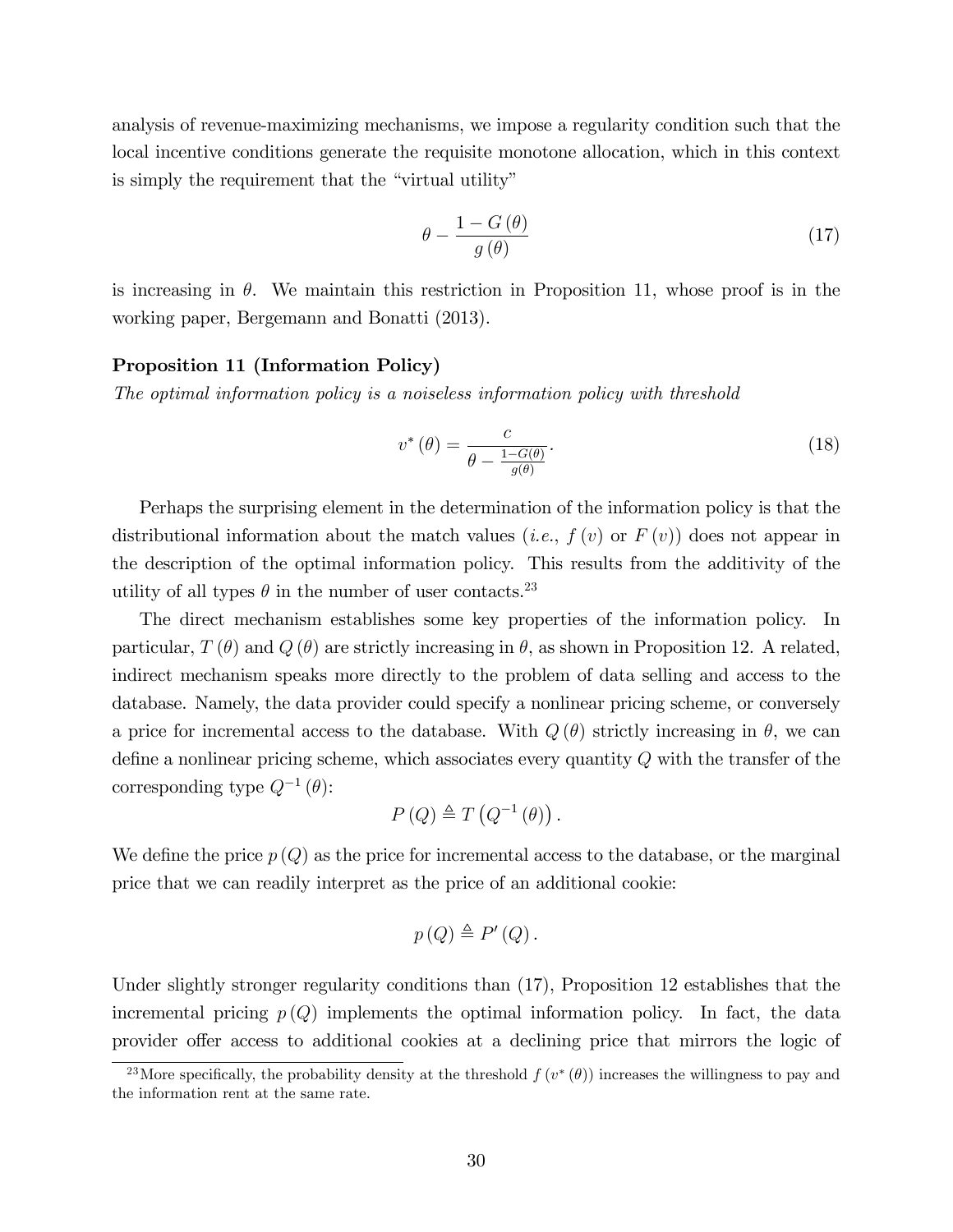analysis of revenue-maximizing mechanisms, we impose a regularity condition such that the local incentive conditions generate the requisite monotone allocation, which in this context is simply the requirement that the "virtual utility"

$$\theta - \frac{1 - G(\theta)}{g(\theta)} \tag{17}$$

is increasing in $\theta$. We maintain this restriction in Proposition 11, whose proof is in the working paper, Bergemann and Bonatti (2013).

**Proposition 11 (Information Policy)**
*The optimal information policy is a noiseless information policy with threshold*

$$v^*(\theta) = \frac{c}{\theta - \frac{1-G(\theta)}{g(\theta)}}. \tag{18}$$

Perhaps the surprising element in the determination of the information policy is that the distributional information about the match values (*i.e.*, $f(v)$ or $F(v)$) does not appear in the description of the optimal information policy. This results from the additivity of the utility of all types $\theta$ in the number of user contacts.[23]

The direct mechanism establishes some key properties of the information policy. In particular, $T(\theta)$ and $Q(\theta)$ are strictly increasing in $\theta$, as shown in Proposition 12. A related, indirect mechanism speaks more directly to the problem of data selling and access to the database. Namely, the data provider could specify a nonlinear pricing scheme, or conversely a price for incremental access to the database. With $Q(\theta)$ strictly increasing in $\theta$, we can define a nonlinear pricing scheme, which associates every quantity $Q$ with the transfer of the corresponding type $Q^{-1}(\theta)$:

$$P(Q) \triangleq T\left(Q^{-1}(\theta)\right).$$

We define the price $p(Q)$ as the price for incremental access to the database, or the marginal price that we can readily interpret as the price of an additional cookie:

$$p(Q) \triangleq P'(Q).$$

Under slightly stronger regularity conditions than (17), Proposition 12 establishes that the incremental pricing $p(Q)$ implements the optimal information policy. In fact, the data provider offer access to additional cookies at a declining price that mirrors the logic of

[23] More specifically, the probability density at the threshold $f(v^*(\theta))$ increases the willingness to pay and the information rent at the same rate.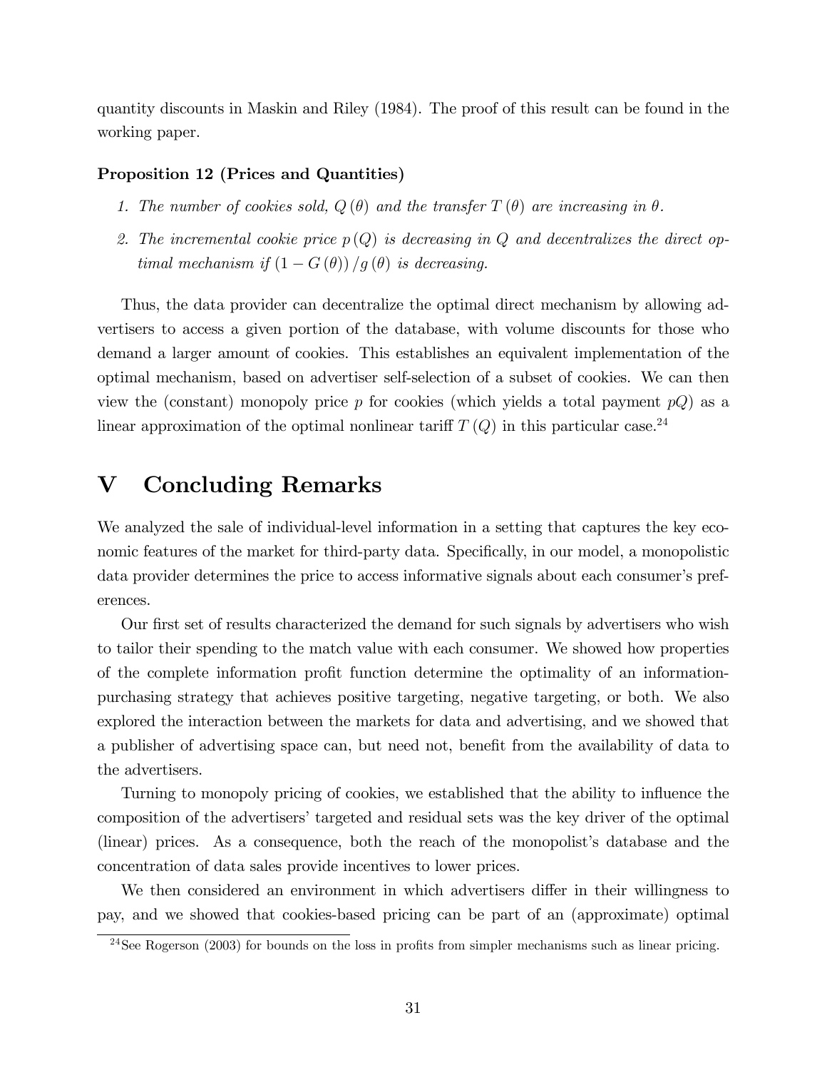quantity discounts in Maskin and Riley (1984). The proof of this result can be found in the working paper.

**Proposition 12 (Prices and Quantities)**

1. *The number of cookies sold, $Q(\theta)$ and the transfer $T(\theta)$ are increasing in $\theta$.*
2. *The incremental cookie price $p(Q)$ is decreasing in $Q$ and decentralizes the direct optimal mechanism if $(1 - G(\theta))/g(\theta)$ is decreasing.*

Thus, the data provider can decentralize the optimal direct mechanism by allowing advertisers to access a given portion of the database, with volume discounts for those who demand a larger amount of cookies. This establishes an equivalent implementation of the optimal mechanism, based on advertiser self-selection of a subset of cookies. We can then view the (constant) monopoly price $p$ for cookies (which yields a total payment $pQ$) as a linear approximation of the optimal nonlinear tariff $T(Q)$ in this particular case.[24]

# V Concluding Remarks

We analyzed the sale of individual-level information in a setting that captures the key economic features of the market for third-party data. Specifically, in our model, a monopolistic data provider determines the price to access informative signals about each consumer's preferences.

Our first set of results characterized the demand for such signals by advertisers who wish to tailor their spending to the match value with each consumer. We showed how properties of the complete information profit function determine the optimality of an information-purchasing strategy that achieves positive targeting, negative targeting, or both. We also explored the interaction between the markets for data and advertising, and we showed that a publisher of advertising space can, but need not, benefit from the availability of data to the advertisers.

Turning to monopoly pricing of cookies, we established that the ability to influence the composition of the advertisers' targeted and residual sets was the key driver of the optimal (linear) prices. As a consequence, both the reach of the monopolist's database and the concentration of data sales provide incentives to lower prices.

We then considered an environment in which advertisers differ in their willingness to pay, and we showed that cookies-based pricing can be part of an (approximate) optimal

[24]See Rogerson (2003) for bounds on the loss in profits from simpler mechanisms such as linear pricing.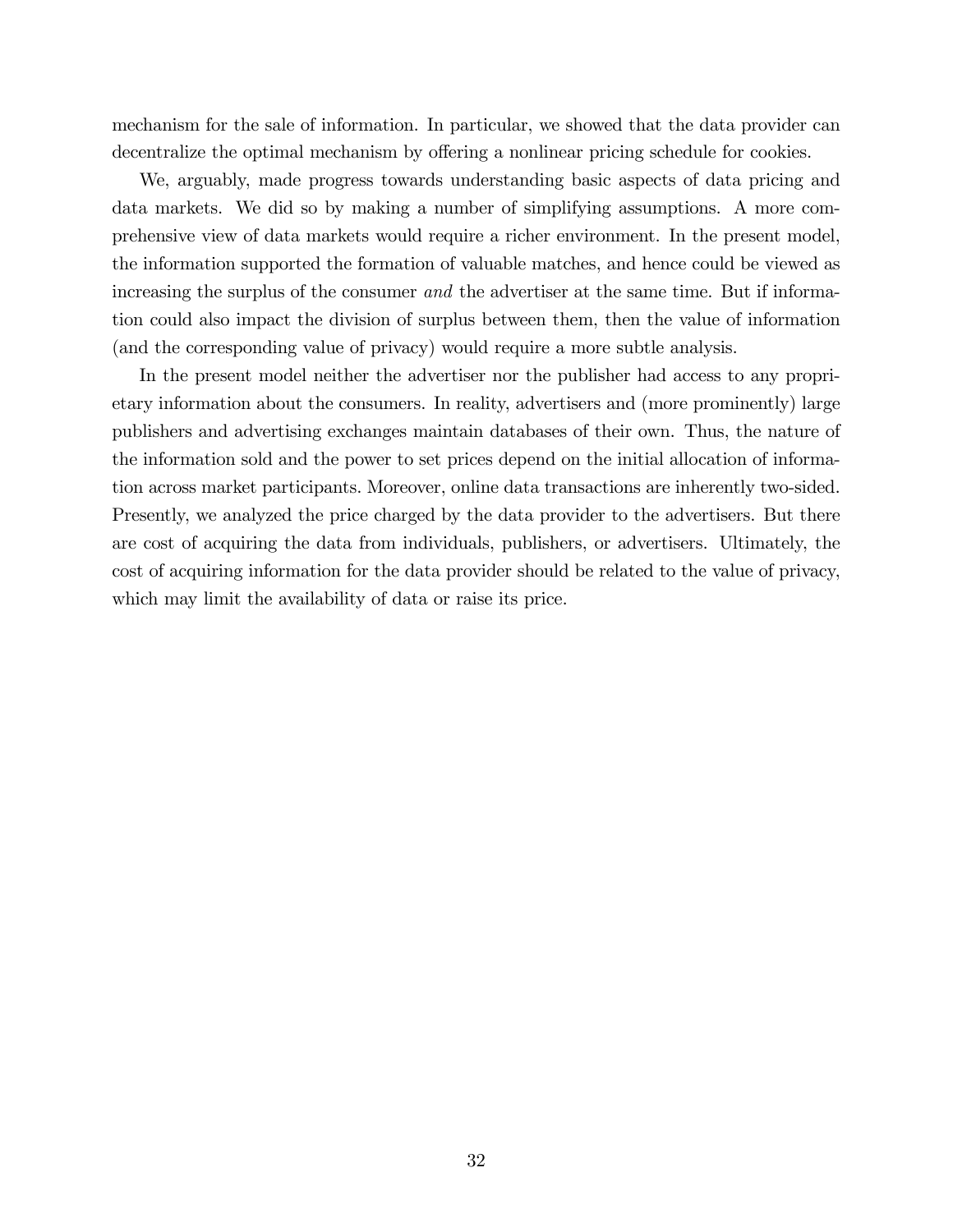mechanism for the sale of information. In particular, we showed that the data provider can decentralize the optimal mechanism by offering a nonlinear pricing schedule for cookies.

We, arguably, made progress towards understanding basic aspects of data pricing and data markets. We did so by making a number of simplifying assumptions. A more comprehensive view of data markets would require a richer environment. In the present model, the information supported the formation of valuable matches, and hence could be viewed as increasing the surplus of the consumer *and* the advertiser at the same time. But if information could also impact the division of surplus between them, then the value of information (and the corresponding value of privacy) would require a more subtle analysis.

In the present model neither the advertiser nor the publisher had access to any proprietary information about the consumers. In reality, advertisers and (more prominently) large publishers and advertising exchanges maintain databases of their own. Thus, the nature of the information sold and the power to set prices depend on the initial allocation of information across market participants. Moreover, online data transactions are inherently two-sided. Presently, we analyzed the price charged by the data provider to the advertisers. But there are cost of acquiring the data from individuals, publishers, or advertisers. Ultimately, the cost of acquiring information for the data provider should be related to the value of privacy, which may limit the availability of data or raise its price.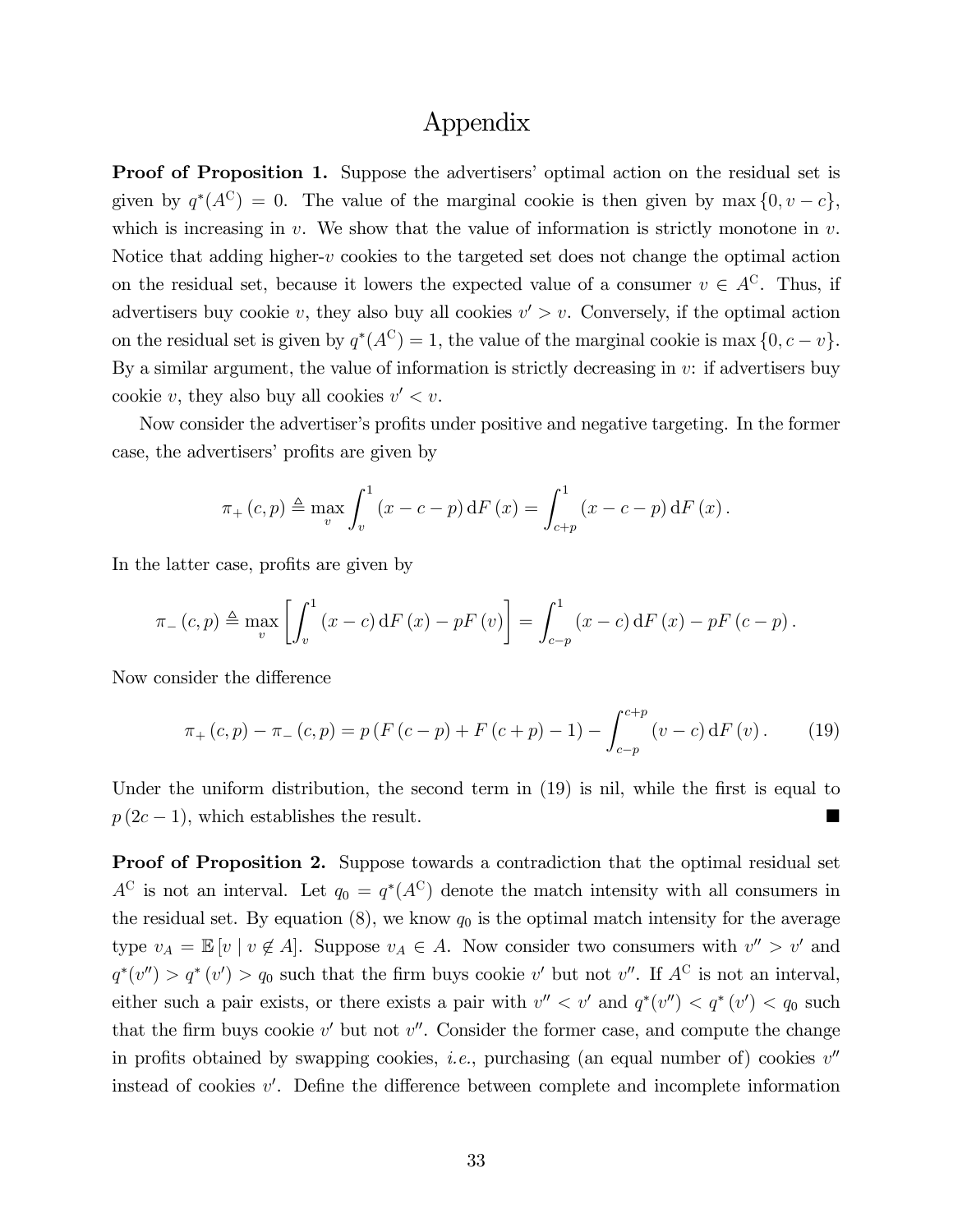# Appendix

**Proof of Proposition 1.** Suppose the advertisers' optimal action on the residual set is given by $q^*(A^C) = 0$. The value of the marginal cookie is then given by $\max\{0, v - c\}$, which is increasing in $v$. We show that the value of information is strictly monotone in $v$. Notice that adding higher-$v$ cookies to the targeted set does not change the optimal action on the residual set, because it lowers the expected value of a consumer $v \in A^C$. Thus, if advertisers buy cookie $v$, they also buy all cookies $v' > v$. Conversely, if the optimal action on the residual set is given by $q^*(A^C) = 1$, the value of the marginal cookie is $\max\{0, c - v\}$. By a similar argument, the value of information is strictly decreasing in $v$: if advertisers buy cookie $v$, they also buy all cookies $v' < v$.

Now consider the advertiser's profits under positive and negative targeting. In the former case, the advertisers' profits are given by

$$\pi_+(c,p) \triangleq \max_v \int_v^1 (x - c - p)\,\mathrm{d}F(x) = \int_{c+p}^1 (x - c - p)\,\mathrm{d}F(x).$$

In the latter case, profits are given by

$$\pi_-(c,p) \triangleq \max_v \left[\int_v^1 (x - c)\,\mathrm{d}F(x) - pF(v)\right] = \int_{c-p}^1 (x - c)\,\mathrm{d}F(x) - pF(c - p).$$

Now consider the difference

$$\pi_+(c,p) - \pi_-(c,p) = p\,(F(c-p) + F(c+p) - 1) - \int_{c-p}^{c+p} (v - c)\,\mathrm{d}F(v). \tag{19}$$

Under the uniform distribution, the second term in (19) is nil, while the first is equal to $p\,(2c - 1)$, which establishes the result. ■

**Proof of Proposition 2.** Suppose towards a contradiction that the optimal residual set $A^C$ is not an interval. Let $q_0 = q^*(A^C)$ denote the match intensity with all consumers in the residual set. By equation (8), we know $q_0$ is the optimal match intensity for the average type $v_A = \mathbb{E}[v \mid v \notin A]$. Suppose $v_A \in A$. Now consider two consumers with $v'' > v'$ and $q^*(v'') > q^*(v') > q_0$ such that the firm buys cookie $v'$ but not $v''$. If $A^C$ is not an interval, either such a pair exists, or there exists a pair with $v'' < v'$ and $q^*(v'') < q^*(v') < q_0$ such that the firm buys cookie $v'$ but not $v''$. Consider the former case, and compute the change in profits obtained by swapping cookies, *i.e.*, purchasing (an equal number of) cookies $v''$ instead of cookies $v'$. Define the difference between complete and incomplete information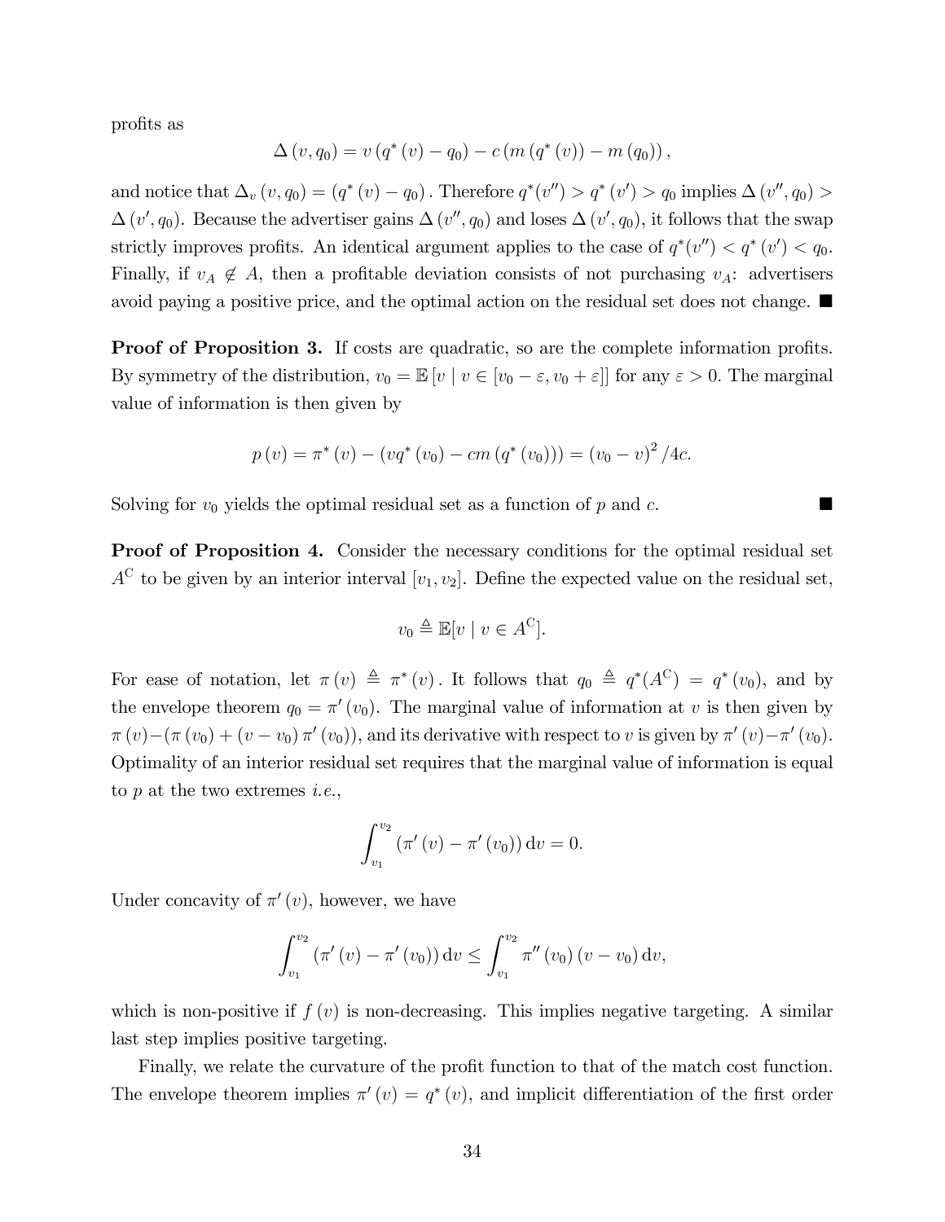profits as

$$\Delta(v, q_0) = v(q^*(v) - q_0) - c(m(q^*(v)) - m(q_0)),$$

and notice that $\Delta_v(v, q_0) = (q^*(v) - q_0)$. Therefore $q^*(v'') > q^*(v') > q_0$ implies $\Delta(v'', q_0) > \Delta(v', q_0)$. Because the advertiser gains $\Delta(v'', q_0)$ and loses $\Delta(v', q_0)$, it follows that the swap strictly improves profits. An identical argument applies to the case of $q^*(v'') < q^*(v') < q_0$. Finally, if $v_A \notin A$, then a profitable deviation consists of not purchasing $v_A$: advertisers avoid paying a positive price, and the optimal action on the residual set does not change. ■

**Proof of Proposition 3.** If costs are quadratic, so are the complete information profits. By symmetry of the distribution, $v_0 = \mathbb{E}[v \mid v \in [v_0 - \varepsilon, v_0 + \varepsilon]]$ for any $\varepsilon > 0$. The marginal value of information is then given by

$$p(v) = \pi^*(v) - (vq^*(v_0) - cm(q^*(v_0))) = (v_0 - v)^2/4c.$$

Solving for $v_0$ yields the optimal residual set as a function of $p$ and $c$. ■

**Proof of Proposition 4.** Consider the necessary conditions for the optimal residual set $A^{\mathrm{C}}$ to be given by an interior interval $[v_1, v_2]$. Define the expected value on the residual set,

$$v_0 \triangleq \mathbb{E}[v \mid v \in A^{\mathrm{C}}].$$

For ease of notation, let $\pi(v) \triangleq \pi^*(v)$. It follows that $q_0 \triangleq q^*(A^{\mathrm{C}}) = q^*(v_0)$, and by the envelope theorem $q_0 = \pi'(v_0)$. The marginal value of information at $v$ is then given by $\pi(v) - (\pi(v_0) + (v - v_0)\pi'(v_0))$, and its derivative with respect to $v$ is given by $\pi'(v) - \pi'(v_0)$. Optimality of an interior residual set requires that the marginal value of information is equal to $p$ at the two extremes *i.e.*,

$$\int_{v_1}^{v_2} (\pi'(v) - \pi'(v_0))\,\mathrm{d}v = 0.$$

Under concavity of $\pi'(v)$, however, we have

$$\int_{v_1}^{v_2} (\pi'(v) - \pi'(v_0))\,\mathrm{d}v \leq \int_{v_1}^{v_2} \pi''(v_0)(v - v_0)\,\mathrm{d}v,$$

which is non-positive if $f(v)$ is non-decreasing. This implies negative targeting. A similar last step implies positive targeting.

Finally, we relate the curvature of the profit function to that of the match cost function. The envelope theorem implies $\pi'(v) = q^*(v)$, and implicit differentiation of the first order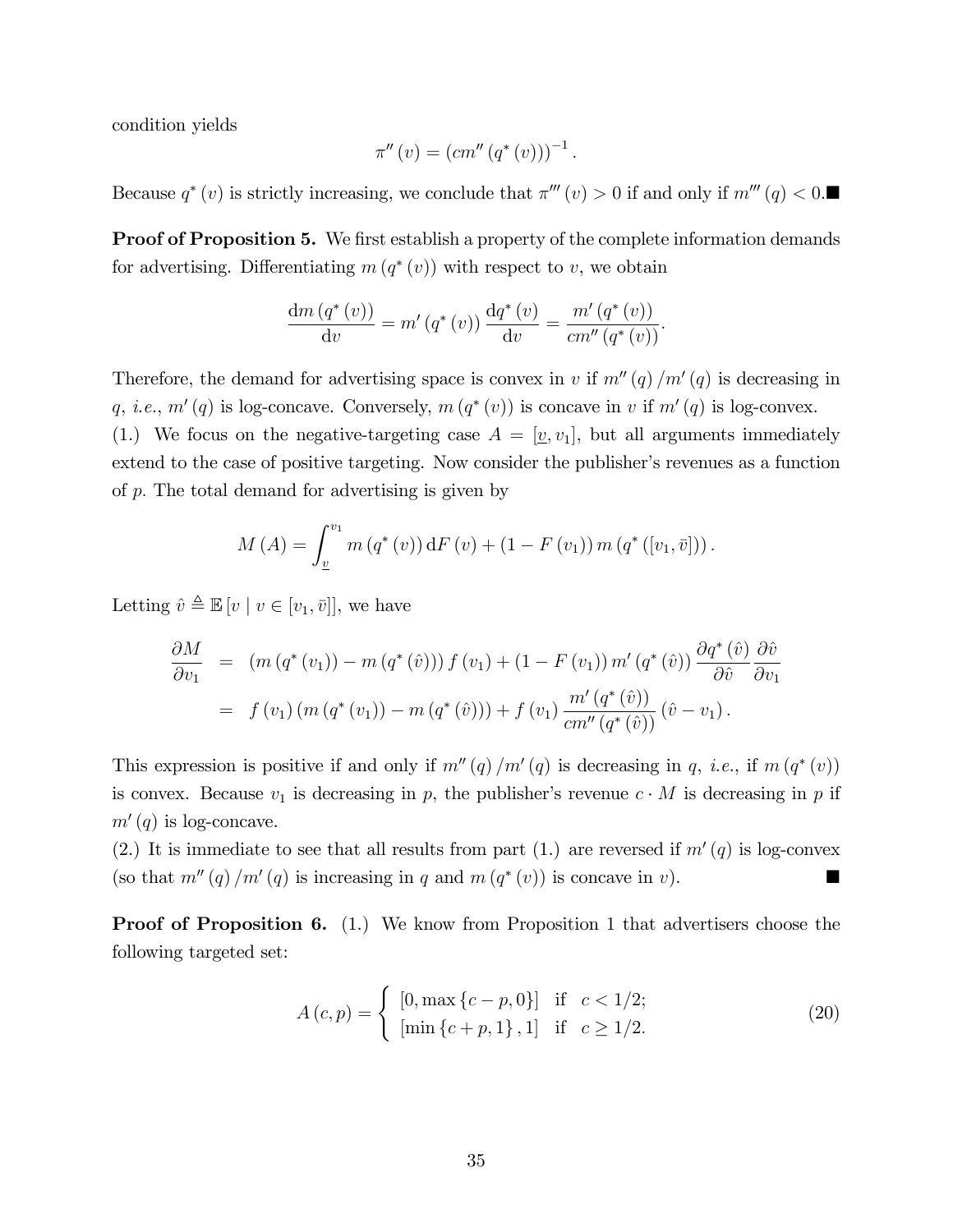condition yields

$$\pi''(v) = (cm''(q^*(v)))^{-1}.$$

Because $q^*(v)$ is strictly increasing, we conclude that $\pi'''(v) > 0$ if and only if $m'''(q) < 0$.■

**Proof of Proposition 5.** We first establish a property of the complete information demands for advertising. Differentiating $m(q^*(v))$ with respect to $v$, we obtain

$$\frac{\mathrm{d}m(q^*(v))}{\mathrm{d}v} = m'(q^*(v))\frac{\mathrm{d}q^*(v)}{\mathrm{d}v} = \frac{m'(q^*(v))}{cm''(q^*(v))}.$$

Therefore, the demand for advertising space is convex in $v$ if $m''(q)/m'(q)$ is decreasing in $q$, *i.e.*, $m'(q)$ is log-concave. Conversely, $m(q^*(v))$ is concave in $v$ if $m'(q)$ is log-convex.

(1.) We focus on the negative-targeting case $A = [\underline{v}, v_1]$, but all arguments immediately extend to the case of positive targeting. Now consider the publisher's revenues as a function of $p$. The total demand for advertising is given by

$$M(A) = \int_{\underline{v}}^{v_1} m(q^*(v))\,\mathrm{d}F(v) + (1 - F(v_1))\,m(q^*([v_1, \bar{v}])).$$

Letting $\hat{v} \triangleq \mathbb{E}[v \mid v \in [v_1, \bar{v}]]$, we have

$$\begin{aligned}
\frac{\partial M}{\partial v_1} &= (m(q^*(v_1)) - m(q^*(\hat{v})))\,f(v_1) + (1 - F(v_1))\,m'(q^*(\hat{v}))\frac{\partial q^*(\hat{v})}{\partial \hat{v}}\frac{\partial \hat{v}}{\partial v_1} \\
&= f(v_1)(m(q^*(v_1)) - m(q^*(\hat{v}))) + f(v_1)\frac{m'(q^*(\hat{v}))}{cm''(q^*(\hat{v}))}(\hat{v} - v_1).
\end{aligned}$$

This expression is positive if and only if $m''(q)/m'(q)$ is decreasing in $q$, *i.e.*, if $m(q^*(v))$ is convex. Because $v_1$ is decreasing in $p$, the publisher's revenue $c \cdot M$ is decreasing in $p$ if $m'(q)$ is log-concave.

(2.) It is immediate to see that all results from part (1.) are reversed if $m'(q)$ is log-convex (so that $m''(q)/m'(q)$ is increasing in $q$ and $m(q^*(v))$ is concave in $v$). ■

**Proof of Proposition 6.** (1.) We know from Proposition 1 that advertisers choose the following targeted set:

$$A(c, p) = \begin{cases} [0, \max\{c - p, 0\}] & \text{if} \quad c < 1/2; \\ [\min\{c + p, 1\}, 1] & \text{if} \quad c \geq 1/2. \end{cases} \tag{20}$$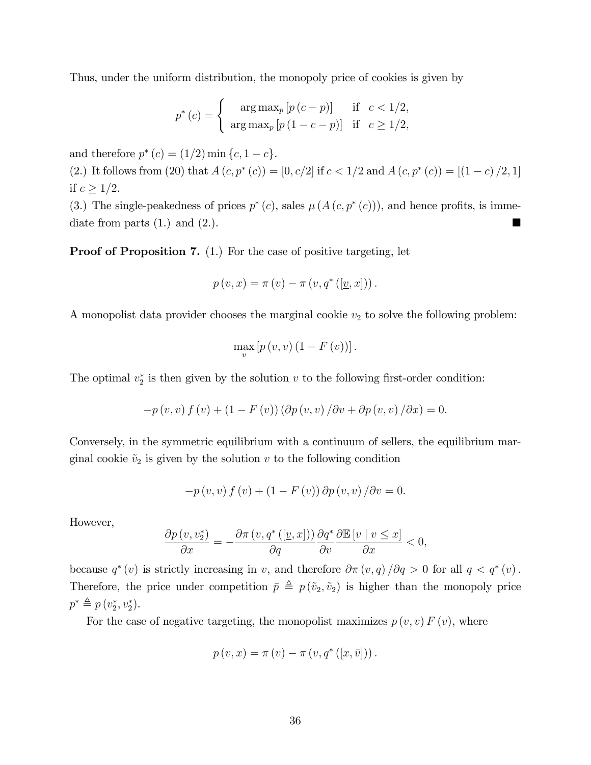Thus, under the uniform distribution, the monopoly price of cookies is given by

$$p^*(c) = \begin{cases} \arg\max_p [p(c-p)] & \text{if } \; c < 1/2, \\ \arg\max_p [p(1-c-p)] & \text{if } \; c \geq 1/2, \end{cases}$$

and therefore $p^*(c) = (1/2)\min\{c, 1-c\}$.
(2.) It follows from (20) that $A(c, p^*(c)) = [0, c/2]$ if $c < 1/2$ and $A(c, p^*(c)) = [(1-c)/2, 1]$ if $c \geq 1/2$.
(3.) The single-peakedness of prices $p^*(c)$, sales $\mu(A(c, p^*(c)))$, and hence profits, is immediate from parts (1.) and (2.). ■

**Proof of Proposition 7.** (1.) For the case of positive targeting, let

$$p(v, x) = \pi(v) - \pi(v, q^*([\underline{v}, x])).$$

A monopolist data provider chooses the marginal cookie $v_2$ to solve the following problem:

$$\max_v [p(v, v)(1 - F(v))].$$

The optimal $v_2^*$ is then given by the solution $v$ to the following first-order condition:

$$-p(v, v) f(v) + (1 - F(v))(\partial p(v, v)/\partial v + \partial p(v, v)/\partial x) = 0.$$

Conversely, in the symmetric equilibrium with a continuum of sellers, the equilibrium marginal cookie $\tilde{v}_2$ is given by the solution $v$ to the following condition

$$-p(v, v) f(v) + (1 - F(v))\,\partial p(v, v)/\partial v = 0.$$

However,

$$\frac{\partial p(v, v_2^*)}{\partial x} = -\frac{\partial \pi(v, q^*([\underline{v}, x]))}{\partial q}\frac{\partial q^*}{\partial v}\frac{\partial \mathbb{E}[v \mid v \leq x]}{\partial x} < 0,$$

because $q^*(v)$ is strictly increasing in $v$, and therefore $\partial \pi(v, q)/\partial q > 0$ for all $q < q^*(v)$. Therefore, the price under competition $\bar{p} \triangleq p(\tilde{v}_2, \tilde{v}_2)$ is higher than the monopoly price $p^* \triangleq p(v_2^*, v_2^*)$.

For the case of negative targeting, the monopolist maximizes $p(v, v) F(v)$, where

$$p(v, x) = \pi(v) - \pi(v, q^*([x, \bar{v}])).$$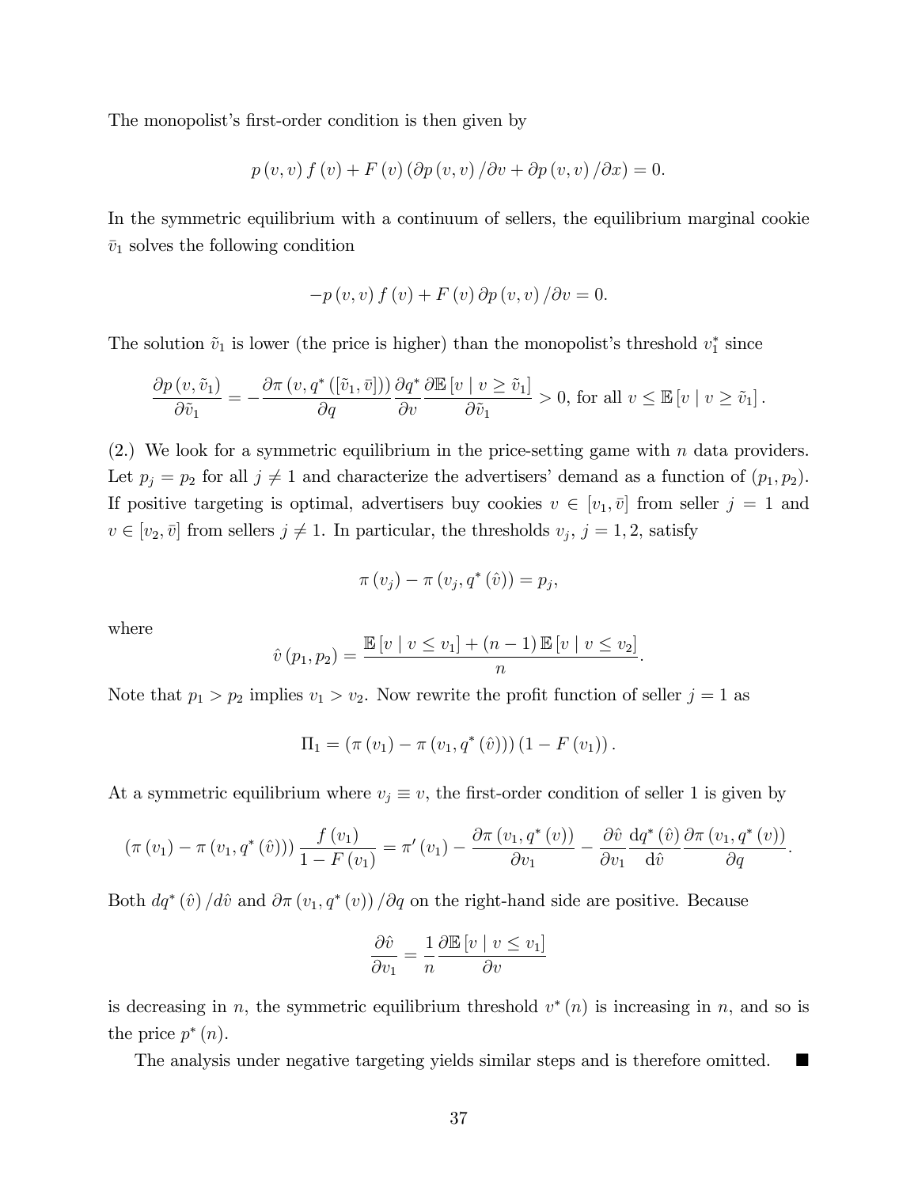The monopolist's first-order condition is then given by

$$p(v,v) f(v) + F(v) (\partial p(v,v) / \partial v + \partial p(v,v) / \partial x) = 0.$$

In the symmetric equilibrium with a continuum of sellers, the equilibrium marginal cookie $\bar{v}_1$ solves the following condition

$$-p(v,v) f(v) + F(v) \partial p(v,v) / \partial v = 0.$$

The solution $\tilde{v}_1$ is lower (the price is higher) than the monopolist's threshold $v_1^*$ since

$$\frac{\partial p(v, \tilde{v}_1)}{\partial \tilde{v}_1} = -\frac{\partial \pi(v, q^*([\tilde{v}_1, \bar{v}]))}{\partial q} \frac{\partial q^*}{\partial v} \frac{\partial \mathbb{E}[v \mid v \geq \tilde{v}_1]}{\partial \tilde{v}_1} > 0, \text{ for all } v \leq \mathbb{E}[v \mid v \geq \tilde{v}_1].$$

(2.) We look for a symmetric equilibrium in the price-setting game with $n$ data providers. Let $p_j = p_2$ for all $j \neq 1$ and characterize the advertisers' demand as a function of $(p_1, p_2)$. If positive targeting is optimal, advertisers buy cookies $v \in [v_1, \bar{v}]$ from seller $j = 1$ and $v \in [v_2, \bar{v}]$ from sellers $j \neq 1$. In particular, the thresholds $v_j$, $j = 1, 2$, satisfy

$$\pi(v_j) - \pi(v_j, q^*(\hat{v})) = p_j,$$

where

$$\hat{v}(p_1, p_2) = \frac{\mathbb{E}[v \mid v \leq v_1] + (n-1)\mathbb{E}[v \mid v \leq v_2]}{n}.$$

Note that $p_1 > p_2$ implies $v_1 > v_2$. Now rewrite the profit function of seller $j = 1$ as

$$\Pi_1 = (\pi(v_1) - \pi(v_1, q^*(\hat{v})))(1 - F(v_1)).$$

At a symmetric equilibrium where $v_j \equiv v$, the first-order condition of seller 1 is given by

$$(\pi(v_1) - \pi(v_1, q^*(\hat{v}))) \frac{f(v_1)}{1 - F(v_1)} = \pi'(v_1) - \frac{\partial \pi(v_1, q^*(v))}{\partial v_1} - \frac{\partial \hat{v}}{\partial v_1} \frac{\mathrm{d}q^*(\hat{v})}{\mathrm{d}\hat{v}} \frac{\partial \pi(v_1, q^*(v))}{\partial q}.$$

Both $dq^*(\hat{v})/d\hat{v}$ and $\partial \pi(v_1, q^*(v))/\partial q$ on the right-hand side are positive. Because

$$\frac{\partial \hat{v}}{\partial v_1} = \frac{1}{n} \frac{\partial \mathbb{E}[v \mid v \leq v_1]}{\partial v}$$

is decreasing in $n$, the symmetric equilibrium threshold $v^*(n)$ is increasing in $n$, and so is the price $p^*(n)$.

The analysis under negative targeting yields similar steps and is therefore omitted. ■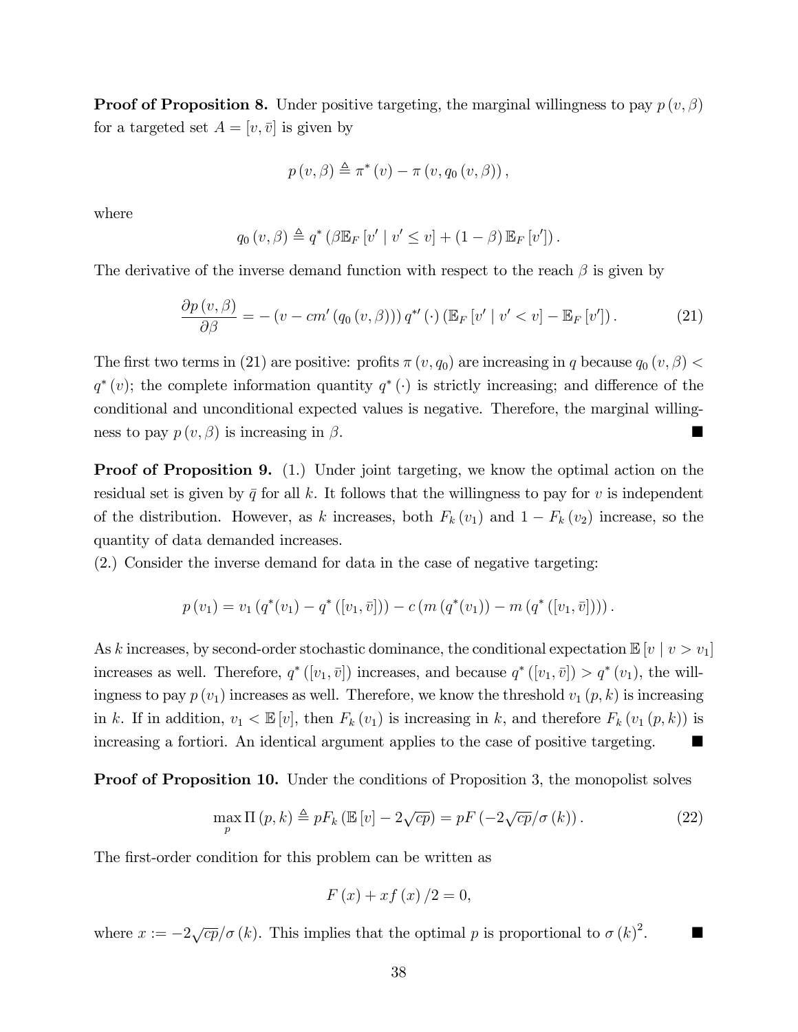**Proof of Proposition 8.** Under positive targeting, the marginal willingness to pay $p(v, \beta)$ for a targeted set $A = [v, \bar{v}]$ is given by

$$p(v, \beta) \triangleq \pi^*(v) - \pi(v, q_0(v, \beta)),$$

where

$$q_0(v, \beta) \triangleq q^*(\beta \mathbb{E}_F[v' \mid v' \leq v] + (1 - \beta)\mathbb{E}_F[v']).$$

The derivative of the inverse demand function with respect to the reach $\beta$ is given by

$$\frac{\partial p(v, \beta)}{\partial \beta} = -(v - cm'(q_0(v, \beta)))\, q^{*\prime}(\cdot)\, (\mathbb{E}_F[v' \mid v' < v] - \mathbb{E}_F[v']). \tag{21}$$

The first two terms in (21) are positive: profits $\pi(v, q_0)$ are increasing in $q$ because $q_0(v, \beta) < q^*(v)$; the complete information quantity $q^*(\cdot)$ is strictly increasing; and difference of the conditional and unconditional expected values is negative. Therefore, the marginal willingness to pay $p(v, \beta)$ is increasing in $\beta$. ■

**Proof of Proposition 9.** (1.) Under joint targeting, we know the optimal action on the residual set is given by $\bar{q}$ for all $k$. It follows that the willingness to pay for $v$ is independent of the distribution. However, as $k$ increases, both $F_k(v_1)$ and $1 - F_k(v_2)$ increase, so the quantity of data demanded increases.

(2.) Consider the inverse demand for data in the case of negative targeting:

$$p(v_1) = v_1(q^*(v_1) - q^*([v_1, \bar{v}])) - c(m(q^*(v_1)) - m(q^*([v_1, \bar{v}]))).$$

As $k$ increases, by second-order stochastic dominance, the conditional expectation $\mathbb{E}[v \mid v > v_1]$ increases as well. Therefore, $q^*([v_1, \bar{v}])$ increases, and because $q^*([v_1, \bar{v}]) > q^*(v_1)$, the willingness to pay $p(v_1)$ increases as well. Therefore, we know the threshold $v_1(p, k)$ is increasing in $k$. If in addition, $v_1 < \mathbb{E}[v]$, then $F_k(v_1)$ is increasing in $k$, and therefore $F_k(v_1(p, k))$ is increasing a fortiori. An identical argument applies to the case of positive targeting. ■

**Proof of Proposition 10.** Under the conditions of Proposition 3, the monopolist solves

$$\max_p \Pi(p, k) \triangleq pF_k(\mathbb{E}[v] - 2\sqrt{cp}) = pF(-2\sqrt{cp}/\sigma(k)). \tag{22}$$

The first-order condition for this problem can be written as

$$F(x) + xf(x)/2 = 0,$$

where $x := -2\sqrt{cp}/\sigma(k)$. This implies that the optimal $p$ is proportional to $\sigma(k)^2$. ■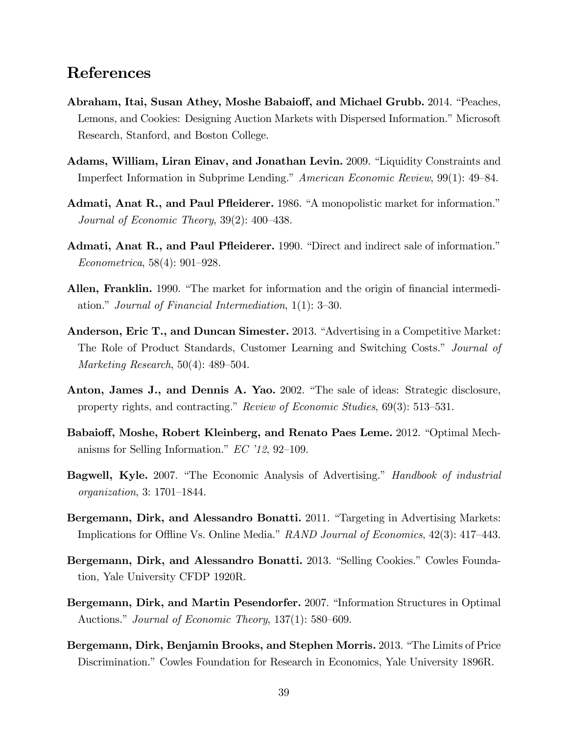## References

**Abraham, Itai, Susan Athey, Moshe Babaioff, and Michael Grubb.** 2014. "Peaches, Lemons, and Cookies: Designing Auction Markets with Dispersed Information." Microsoft Research, Stanford, and Boston College.

**Adams, William, Liran Einav, and Jonathan Levin.** 2009. "Liquidity Constraints and Imperfect Information in Subprime Lending." *American Economic Review*, 99(1): 49–84.

**Admati, Anat R., and Paul Pfleiderer.** 1986. "A monopolistic market for information." *Journal of Economic Theory*, 39(2): 400–438.

**Admati, Anat R., and Paul Pfleiderer.** 1990. "Direct and indirect sale of information." *Econometrica*, 58(4): 901–928.

**Allen, Franklin.** 1990. "The market for information and the origin of financial intermediation." *Journal of Financial Intermediation*, 1(1): 3–30.

**Anderson, Eric T., and Duncan Simester.** 2013. "Advertising in a Competitive Market: The Role of Product Standards, Customer Learning and Switching Costs." *Journal of Marketing Research*, 50(4): 489–504.

**Anton, James J., and Dennis A. Yao.** 2002. "The sale of ideas: Strategic disclosure, property rights, and contracting." *Review of Economic Studies*, 69(3): 513–531.

**Babaioff, Moshe, Robert Kleinberg, and Renato Paes Leme.** 2012. "Optimal Mechanisms for Selling Information." *EC '12*, 92–109.

**Bagwell, Kyle.** 2007. "The Economic Analysis of Advertising." *Handbook of industrial organization*, 3: 1701–1844.

**Bergemann, Dirk, and Alessandro Bonatti.** 2011. "Targeting in Advertising Markets: Implications for Offline Vs. Online Media." *RAND Journal of Economics*, 42(3): 417–443.

**Bergemann, Dirk, and Alessandro Bonatti.** 2013. "Selling Cookies." Cowles Foundation, Yale University CFDP 1920R.

**Bergemann, Dirk, and Martin Pesendorfer.** 2007. "Information Structures in Optimal Auctions." *Journal of Economic Theory*, 137(1): 580–609.

**Bergemann, Dirk, Benjamin Brooks, and Stephen Morris.** 2013. "The Limits of Price Discrimination." Cowles Foundation for Research in Economics, Yale University 1896R.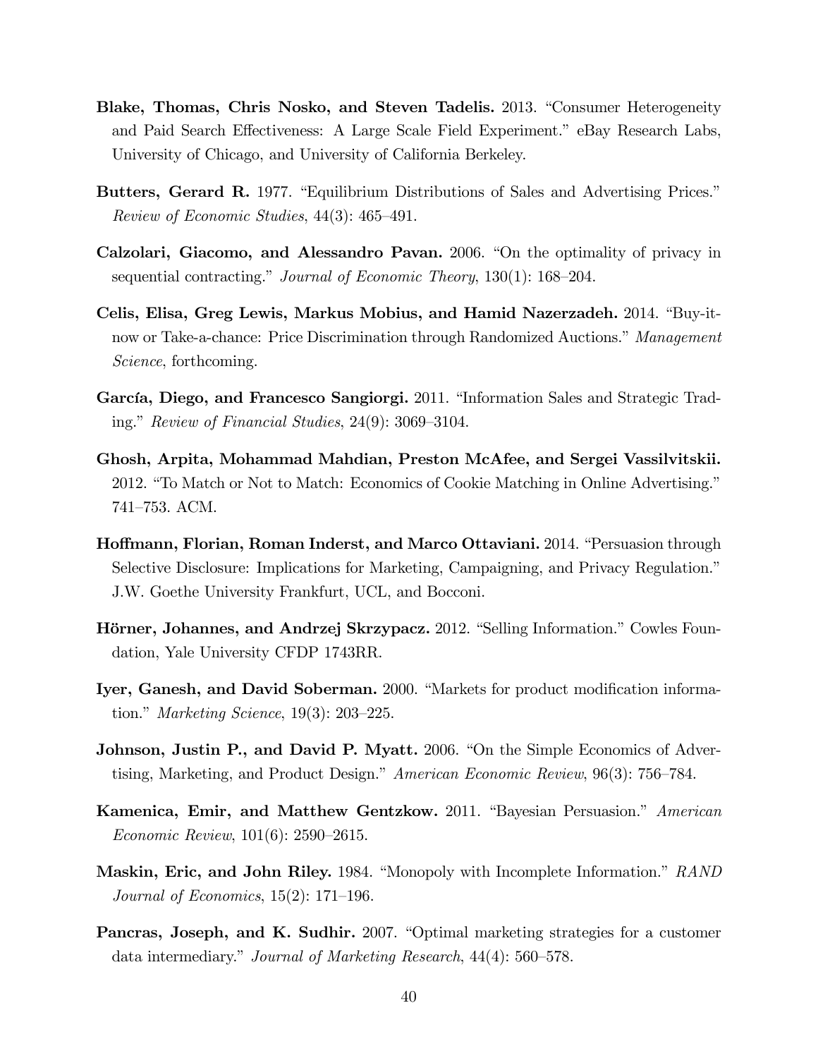**Blake, Thomas, Chris Nosko, and Steven Tadelis.** 2013. "Consumer Heterogeneity and Paid Search Effectiveness: A Large Scale Field Experiment." eBay Research Labs, University of Chicago, and University of California Berkeley.

**Butters, Gerard R.** 1977. "Equilibrium Distributions of Sales and Advertising Prices." *Review of Economic Studies*, 44(3): 465–491.

**Calzolari, Giacomo, and Alessandro Pavan.** 2006. "On the optimality of privacy in sequential contracting." *Journal of Economic Theory*, 130(1): 168–204.

**Celis, Elisa, Greg Lewis, Markus Mobius, and Hamid Nazerzadeh.** 2014. "Buy-it-now or Take-a-chance: Price Discrimination through Randomized Auctions." *Management Science*, forthcoming.

**García, Diego, and Francesco Sangiorgi.** 2011. "Information Sales and Strategic Trading." *Review of Financial Studies*, 24(9): 3069–3104.

**Ghosh, Arpita, Mohammad Mahdian, Preston McAfee, and Sergei Vassilvitskii.** 2012. "To Match or Not to Match: Economics of Cookie Matching in Online Advertising." 741–753. ACM.

**Hoffmann, Florian, Roman Inderst, and Marco Ottaviani.** 2014. "Persuasion through Selective Disclosure: Implications for Marketing, Campaigning, and Privacy Regulation." J.W. Goethe University Frankfurt, UCL, and Bocconi.

**Hörner, Johannes, and Andrzej Skrzypacz.** 2012. "Selling Information." Cowles Foundation, Yale University CFDP 1743RR.

**Iyer, Ganesh, and David Soberman.** 2000. "Markets for product modification information." *Marketing Science*, 19(3): 203–225.

**Johnson, Justin P., and David P. Myatt.** 2006. "On the Simple Economics of Advertising, Marketing, and Product Design." *American Economic Review*, 96(3): 756–784.

**Kamenica, Emir, and Matthew Gentzkow.** 2011. "Bayesian Persuasion." *American Economic Review*, 101(6): 2590–2615.

**Maskin, Eric, and John Riley.** 1984. "Monopoly with Incomplete Information." *RAND Journal of Economics*, 15(2): 171–196.

**Pancras, Joseph, and K. Sudhir.** 2007. "Optimal marketing strategies for a customer data intermediary." *Journal of Marketing Research*, 44(4): 560–578.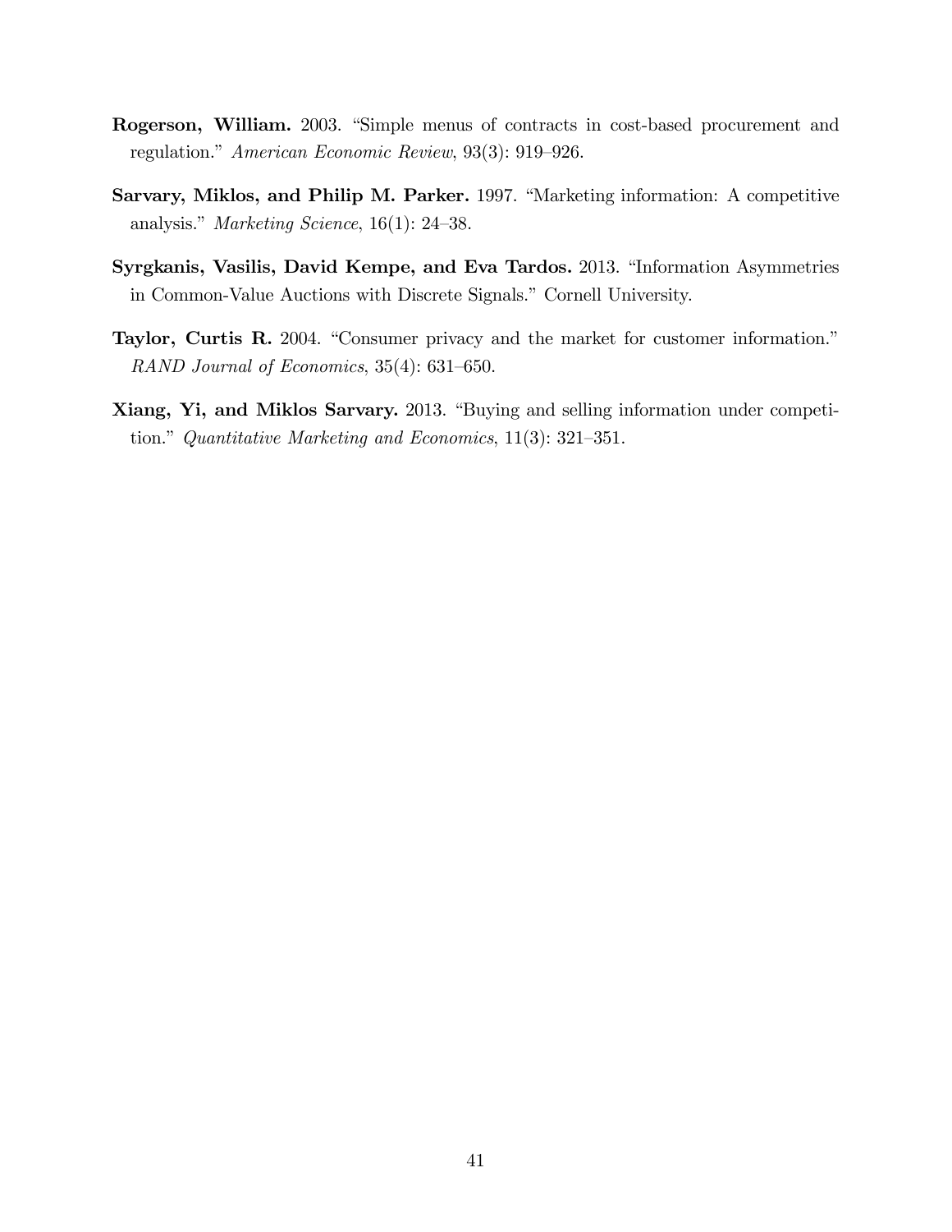**Rogerson, William.** 2003. "Simple menus of contracts in cost-based procurement and regulation." *American Economic Review*, 93(3): 919–926.

**Sarvary, Miklos, and Philip M. Parker.** 1997. "Marketing information: A competitive analysis." *Marketing Science*, 16(1): 24–38.

**Syrgkanis, Vasilis, David Kempe, and Eva Tardos.** 2013. "Information Asymmetries in Common-Value Auctions with Discrete Signals." Cornell University.

**Taylor, Curtis R.** 2004. "Consumer privacy and the market for customer information." *RAND Journal of Economics*, 35(4): 631–650.

**Xiang, Yi, and Miklos Sarvary.** 2013. "Buying and selling information under competition." *Quantitative Marketing and Economics*, 11(3): 321–351.